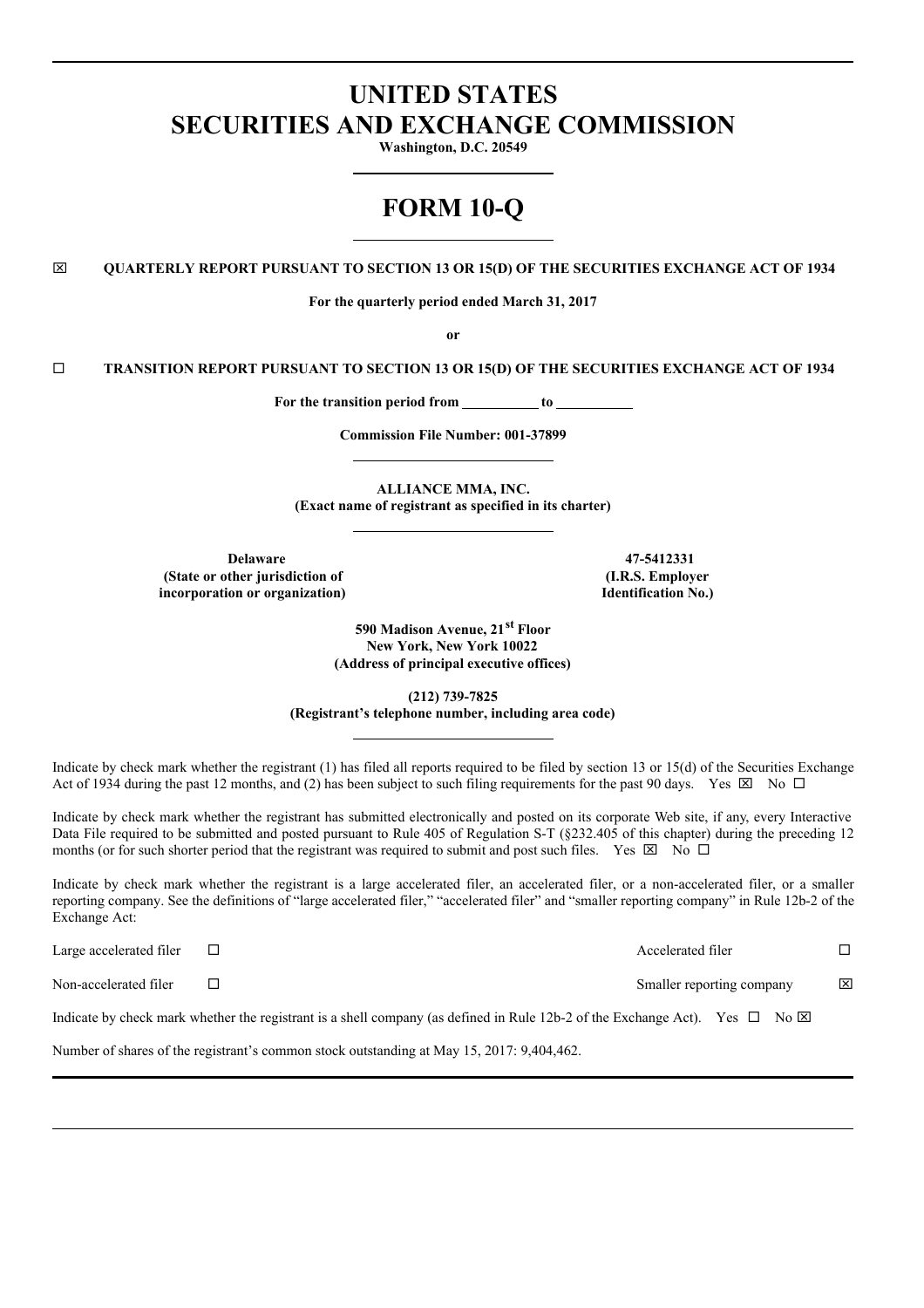# UNITED STATES
# SECURITIES AND EXCHANGE COMMISSION

**Washington, D.C. 20549**

# FORM 10-Q

☒ **QUARTERLY REPORT PURSUANT TO SECTION 13 OR 15(D) OF THE SECURITIES EXCHANGE ACT OF 1934**

**For the quarterly period ended March 31, 2017**

**or**

☐ **TRANSITION REPORT PURSUANT TO SECTION 13 OR 15(D) OF THE SECURITIES EXCHANGE ACT OF 1934**

**For the transition period from \_\_\_\_\_\_\_\_\_\_ to \_\_\_\_\_\_\_\_\_\_**

**Commission File Number: 001-37899**

**ALLIANCE MMA, INC.**
**(Exact name of registrant as specified in its charter)**

| **Delaware** | **47-5412331** |
|---|---|
| **(State or other jurisdiction of incorporation or organization)** | **(I.R.S. Employer Identification No.)** |

**590 Madison Avenue, 21st Floor**
**New York, New York 10022**
**(Address of principal executive offices)**

**(212) 739-7825**
**(Registrant's telephone number, including area code)**

Indicate by check mark whether the registrant (1) has filed all reports required to be filed by section 13 or 15(d) of the Securities Exchange Act of 1934 during the past 12 months, and (2) has been subject to such filing requirements for the past 90 days. Yes ☒ No ☐

Indicate by check mark whether the registrant has submitted electronically and posted on its corporate Web site, if any, every Interactive Data File required to be submitted and posted pursuant to Rule 405 of Regulation S-T (§232.405 of this chapter) during the preceding 12 months (or for such shorter period that the registrant was required to submit and post such files. Yes ☒ No ☐

Indicate by check mark whether the registrant is a large accelerated filer, an accelerated filer, or a non-accelerated filer, or a smaller reporting company. See the definitions of "large accelerated filer," "accelerated filer" and "smaller reporting company" in Rule 12b-2 of the Exchange Act:

| | | | |
|---|---|---|---|
| Large accelerated filer | ☐ | Accelerated filer | ☐ |
| Non-accelerated filer | ☐ | Smaller reporting company | ☒ |

Indicate by check mark whether the registrant is a shell company (as defined in Rule 12b-2 of the Exchange Act). Yes ☐ No ☒

Number of shares of the registrant's common stock outstanding at May 15, 2017: 9,404,462.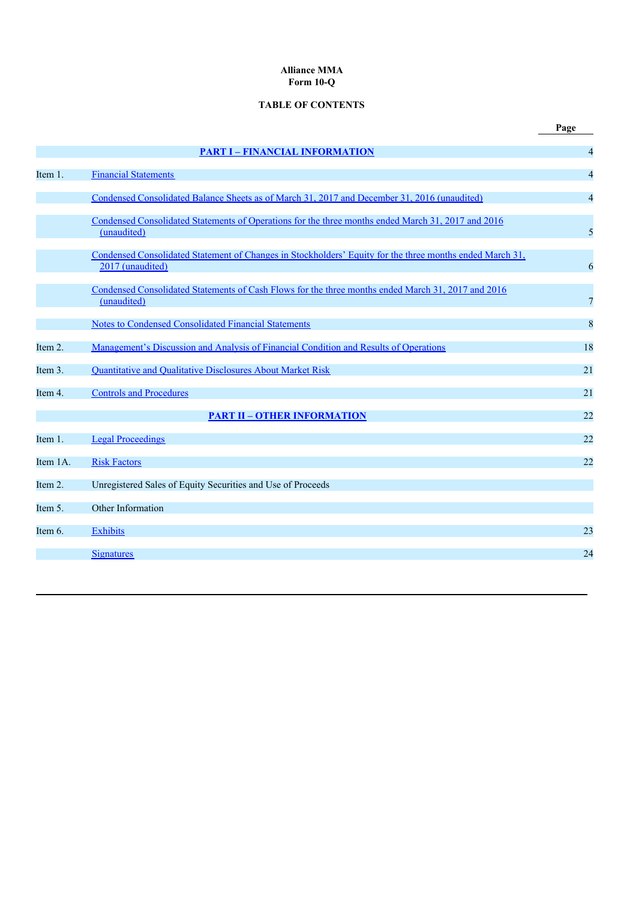**Alliance MMA**
**Form 10-Q**

**TABLE OF CONTENTS**

| | | Page |
|---|---|---|
| | **PART I – FINANCIAL INFORMATION** | 4 |
| Item 1. | Financial Statements | 4 |
| | Condensed Consolidated Balance Sheets as of March 31, 2017 and December 31, 2016 (unaudited) | 4 |
| | Condensed Consolidated Statements of Operations for the three months ended March 31, 2017 and 2016 (unaudited) | 5 |
| | Condensed Consolidated Statement of Changes in Stockholders' Equity for the three months ended March 31, 2017 (unaudited) | 6 |
| | Condensed Consolidated Statements of Cash Flows for the three months ended March 31, 2017 and 2016 (unaudited) | 7 |
| | Notes to Condensed Consolidated Financial Statements | 8 |
| Item 2. | Management's Discussion and Analysis of Financial Condition and Results of Operations | 18 |
| Item 3. | Quantitative and Qualitative Disclosures About Market Risk | 21 |
| Item 4. | Controls and Procedures | 21 |
| | **PART II – OTHER INFORMATION** | 22 |
| Item 1. | Legal Proceedings | 22 |
| Item 1A. | Risk Factors | 22 |
| Item 2. | Unregistered Sales of Equity Securities and Use of Proceeds | |
| Item 5. | Other Information | |
| Item 6. | Exhibits | 23 |
| | Signatures | 24 |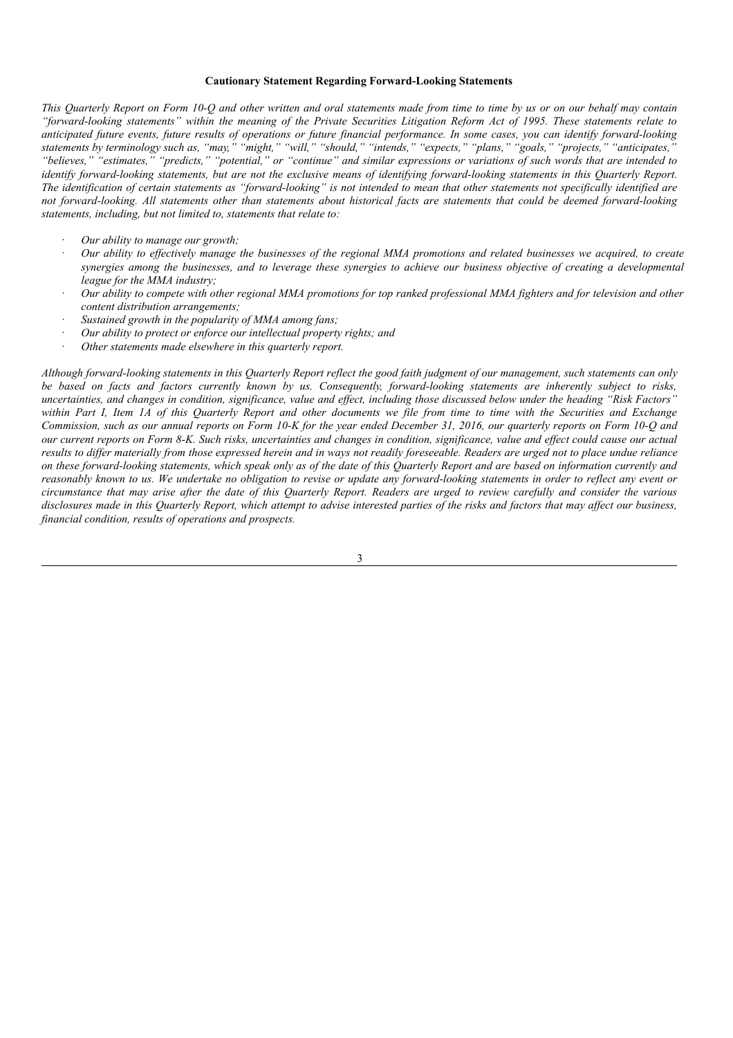**Cautionary Statement Regarding Forward-Looking Statements**

*This Quarterly Report on Form 10-Q and other written and oral statements made from time to time by us or on our behalf may contain "forward-looking statements" within the meaning of the Private Securities Litigation Reform Act of 1995. These statements relate to anticipated future events, future results of operations or future financial performance. In some cases, you can identify forward-looking statements by terminology such as, "may," "might," "will," "should," "intends," "expects," "plans," "goals," "projects," "anticipates," "believes," "estimates," "predicts," "potential," or "continue" and similar expressions or variations of such words that are intended to identify forward-looking statements, but are not the exclusive means of identifying forward-looking statements in this Quarterly Report. The identification of certain statements as "forward-looking" is not intended to mean that other statements not specifically identified are not forward-looking. All statements other than statements about historical facts are statements that could be deemed forward-looking statements, including, but not limited to, statements that relate to:*

- *Our ability to manage our growth;*
- *Our ability to effectively manage the businesses of the regional MMA promotions and related businesses we acquired, to create synergies among the businesses, and to leverage these synergies to achieve our business objective of creating a developmental league for the MMA industry;*
- *Our ability to compete with other regional MMA promotions for top ranked professional MMA fighters and for television and other content distribution arrangements;*
- *Sustained growth in the popularity of MMA among fans;*
- *Our ability to protect or enforce our intellectual property rights; and*
- *Other statements made elsewhere in this quarterly report.*

*Although forward-looking statements in this Quarterly Report reflect the good faith judgment of our management, such statements can only be based on facts and factors currently known by us. Consequently, forward-looking statements are inherently subject to risks, uncertainties, and changes in condition, significance, value and effect, including those discussed below under the heading "Risk Factors" within Part I, Item 1A of this Quarterly Report and other documents we file from time to time with the Securities and Exchange Commission, such as our annual reports on Form 10-K for the year ended December 31, 2016, our quarterly reports on Form 10-Q and our current reports on Form 8-K. Such risks, uncertainties and changes in condition, significance, value and effect could cause our actual results to differ materially from those expressed herein and in ways not readily foreseeable. Readers are urged not to place undue reliance on these forward-looking statements, which speak only as of the date of this Quarterly Report and are based on information currently and reasonably known to us. We undertake no obligation to revise or update any forward-looking statements in order to reflect any event or circumstance that may arise after the date of this Quarterly Report. Readers are urged to review carefully and consider the various disclosures made in this Quarterly Report, which attempt to advise interested parties of the risks and factors that may affect our business, financial condition, results of operations and prospects.*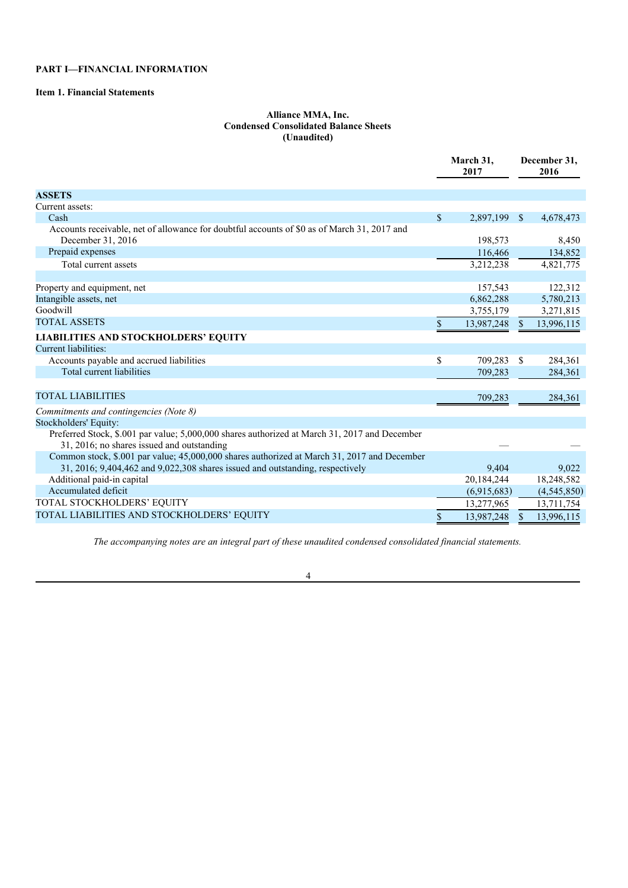**PART I—FINANCIAL INFORMATION**

**Item 1. Financial Statements**

**Alliance MMA, Inc.**
**Condensed Consolidated Balance Sheets**
**(Unaudited)**

| | March 31, 2017 | December 31, 2016 |
|---|---|---|
| **ASSETS** | | |
| Current assets: | | |
| Cash | $ 2,897,199 | $ 4,678,473 |
| Accounts receivable, net of allowance for doubtful accounts of $0 as of March 31, 2017 and December 31, 2016 | 198,573 | 8,450 |
| Prepaid expenses | 116,466 | 134,852 |
| Total current assets | 3,212,238 | 4,821,775 |
| | | |
| Property and equipment, net | 157,543 | 122,312 |
| Intangible assets, net | 6,862,288 | 5,780,213 |
| Goodwill | 3,755,179 | 3,271,815 |
| TOTAL ASSETS | $ 13,987,248 | $ 13,996,115 |
| **LIABILITIES AND STOCKHOLDERS' EQUITY** | | |
| Current liabilities: | | |
| Accounts payable and accrued liabilities | $ 709,283 | $ 284,361 |
| Total current liabilities | 709,283 | 284,361 |
| | | |
| TOTAL LIABILITIES | 709,283 | 284,361 |
| *Commitments and contingencies (Note 8)* | | |
| Stockholders' Equity: | | |
| Preferred Stock, $.001 par value; 5,000,000 shares authorized at March 31, 2017 and December 31, 2016; no shares issued and outstanding | — | — |
| Common stock, $.001 par value; 45,000,000 shares authorized at March 31, 2017 and December 31, 2016; 9,404,462 and 9,022,308 shares issued and outstanding, respectively | 9,404 | 9,022 |
| Additional paid-in capital | 20,184,244 | 18,248,582 |
| Accumulated deficit | (6,915,683) | (4,545,850) |
| TOTAL STOCKHOLDERS' EQUITY | 13,277,965 | 13,711,754 |
| TOTAL LIABILITIES AND STOCKHOLDERS' EQUITY | $ 13,987,248 | $ 13,996,115 |

*The accompanying notes are an integral part of these unaudited condensed consolidated financial statements.*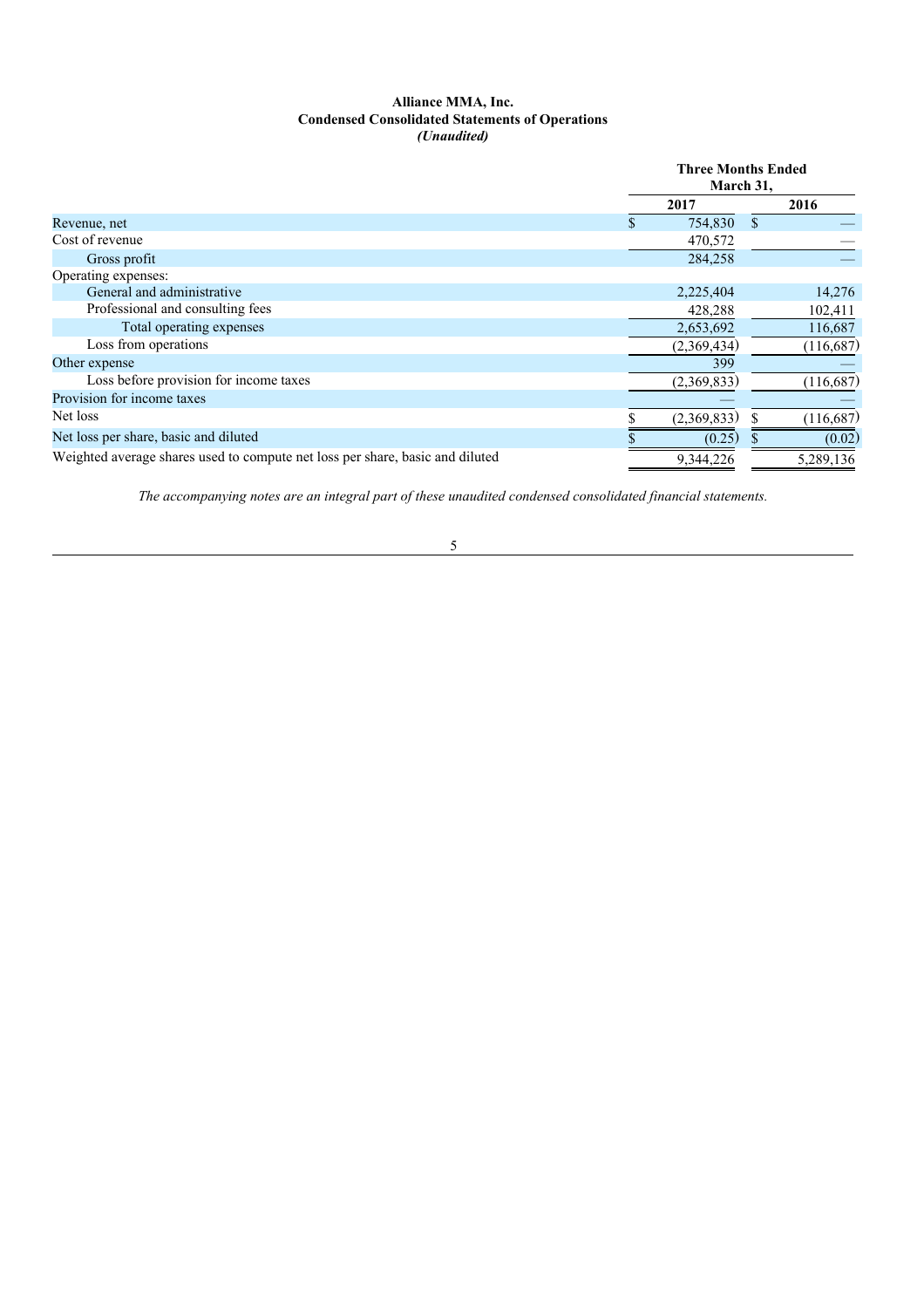**Alliance MMA, Inc.**
**Condensed Consolidated Statements of Operations**
***(Unaudited)***

| | Three Months Ended March 31, | |
|---|---|---|
| | 2017 | 2016 |
| Revenue, net | $ 754,830 | $ — |
| Cost of revenue | 470,572 | — |
| Gross profit | 284,258 | — |
| Operating expenses: | | |
| General and administrative | 2,225,404 | 14,276 |
| Professional and consulting fees | 428,288 | 102,411 |
| Total operating expenses | 2,653,692 | 116,687 |
| Loss from operations | (2,369,434) | (116,687) |
| Other expense | 399 | — |
| Loss before provision for income taxes | (2,369,833) | (116,687) |
| Provision for income taxes | — | — |
| Net loss | $ (2,369,833) | $ (116,687) |
| Net loss per share, basic and diluted | $ (0.25) | $ (0.02) |
| Weighted average shares used to compute net loss per share, basic and diluted | 9,344,226 | 5,289,136 |

*The accompanying notes are an integral part of these unaudited condensed consolidated financial statements.*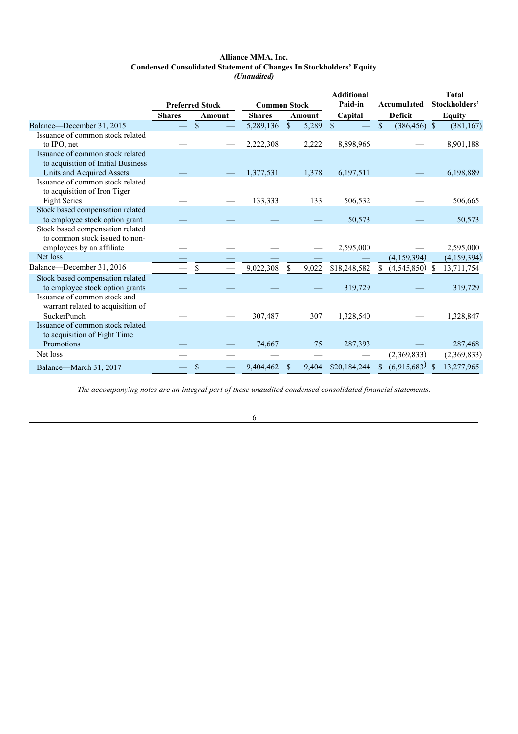**Alliance MMA, Inc.**
**Condensed Consolidated Statement of Changes In Stockholders' Equity**
***(Unaudited)***

| | Preferred Stock | | Common Stock | | Additional Paid-in Capital | Accumulated Deficit | Total Stockholders' Equity |
|---|---|---|---|---|---|---|---|
| | Shares | Amount | Shares | Amount | | | |
| Balance—December 31, 2015 | — | $ — | 5,289,136 | $ 5,289 | $ — | $ (386,456) | $ (381,167) |
| Issuance of common stock related to IPO, net | — | — | 2,222,308 | 2,222 | 8,898,966 | — | 8,901,188 |
| Issuance of common stock related to acquisition of Initial Business Units and Acquired Assets | — | — | 1,377,531 | 1,378 | 6,197,511 | — | 6,198,889 |
| Issuance of common stock related to acquisition of Iron Tiger Fight Series | — | — | 133,333 | 133 | 506,532 | — | 506,665 |
| Stock based compensation related to employee stock option grant | — | — | — | — | 50,573 | — | 50,573 |
| Stock based compensation related to common stock issued to non-employees by an affiliate | — | — | — | — | 2,595,000 | — | 2,595,000 |
| Net loss | — | — | — | — | — | (4,159,394) | (4,159,394) |
| Balance—December 31, 2016 | — | $ — | 9,022,308 | $ 9,022 | $18,248,582 | $ (4,545,850) | $ 13,711,754 |
| Stock based compensation related to employee stock option grants | — | — | — | — | 319,729 | — | 319,729 |
| Issuance of common stock and warrant related to acquisition of SuckerPunch | — | — | 307,487 | 307 | 1,328,540 | — | 1,328,847 |
| Issuance of common stock related to acquisition of Fight Time Promotions | — | — | 74,667 | 75 | 287,393 | — | 287,468 |
| Net loss | — | — | — | — | — | (2,369,833) | (2,369,833) |
| Balance—March 31, 2017 | — | $ — | 9,404,462 | $ 9,404 | $20,184,244 | $ (6,915,683) | $ 13,277,965 |

*The accompanying notes are an integral part of these unaudited condensed consolidated financial statements.*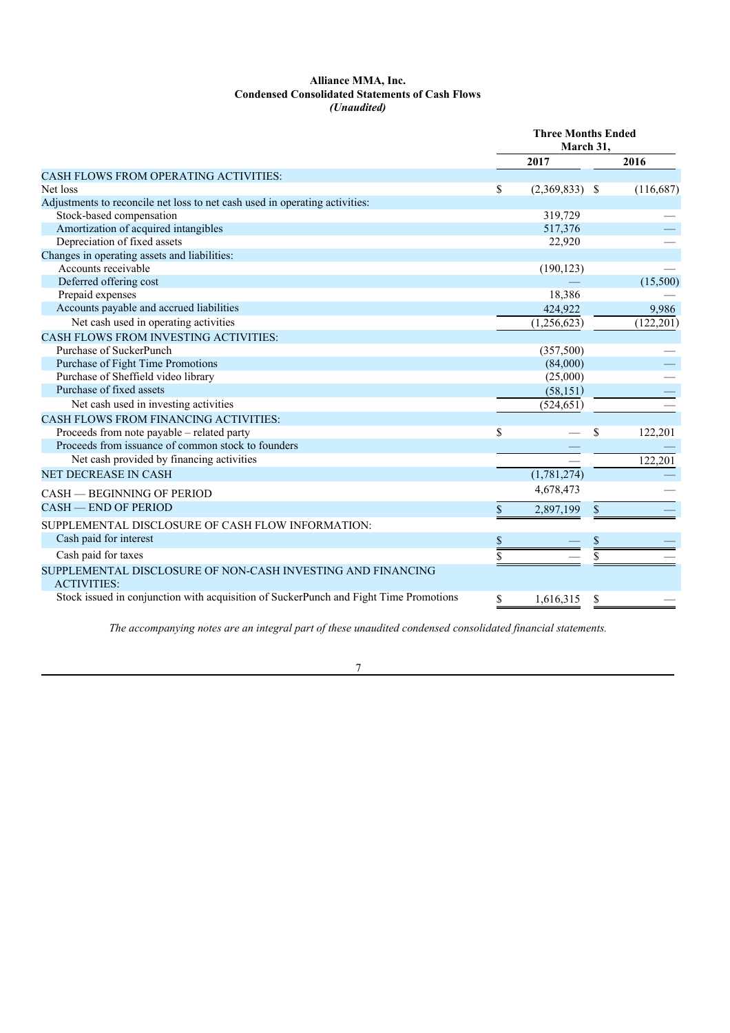**Alliance MMA, Inc.**
**Condensed Consolidated Statements of Cash Flows**
***(Unaudited)***

| | Three Months Ended March 31, | |
|---|---|---|
| | 2017 | 2016 |
| CASH FLOWS FROM OPERATING ACTIVITIES: | | |
| Net loss | $ (2,369,833) | $ (116,687) |
| Adjustments to reconcile net loss to net cash used in operating activities: | | |
| Stock-based compensation | 319,729 | — |
| Amortization of acquired intangibles | 517,376 | — |
| Depreciation of fixed assets | 22,920 | — |
| Changes in operating assets and liabilities: | | |
| Accounts receivable | (190,123) | — |
| Deferred offering cost | — | (15,500) |
| Prepaid expenses | 18,386 | — |
| Accounts payable and accrued liabilities | 424,922 | 9,986 |
| Net cash used in operating activities | (1,256,623) | (122,201) |
| CASH FLOWS FROM INVESTING ACTIVITIES: | | |
| Purchase of SuckerPunch | (357,500) | — |
| Purchase of Fight Time Promotions | (84,000) | — |
| Purchase of Sheffield video library | (25,000) | — |
| Purchase of fixed assets | (58,151) | — |
| Net cash used in investing activities | (524,651) | — |
| CASH FLOWS FROM FINANCING ACTIVITIES: | | |
| Proceeds from note payable – related party | $ — | $ 122,201 |
| Proceeds from issuance of common stock to founders | — | — |
| Net cash provided by financing activities | — | 122,201 |
| NET DECREASE IN CASH | (1,781,274) | — |
| CASH — BEGINNING OF PERIOD | 4,678,473 | — |
| CASH — END OF PERIOD | $ 2,897,199 | $ — |
| SUPPLEMENTAL DISCLOSURE OF CASH FLOW INFORMATION: | | |
| Cash paid for interest | $ — | $ — |
| Cash paid for taxes | $ — | $ — |
| SUPPLEMENTAL DISCLOSURE OF NON-CASH INVESTING AND FINANCING ACTIVITIES: | | |
| Stock issued in conjunction with acquisition of SuckerPunch and Fight Time Promotions | $ 1,616,315 | $ — |

*The accompanying notes are an integral part of these unaudited condensed consolidated financial statements.*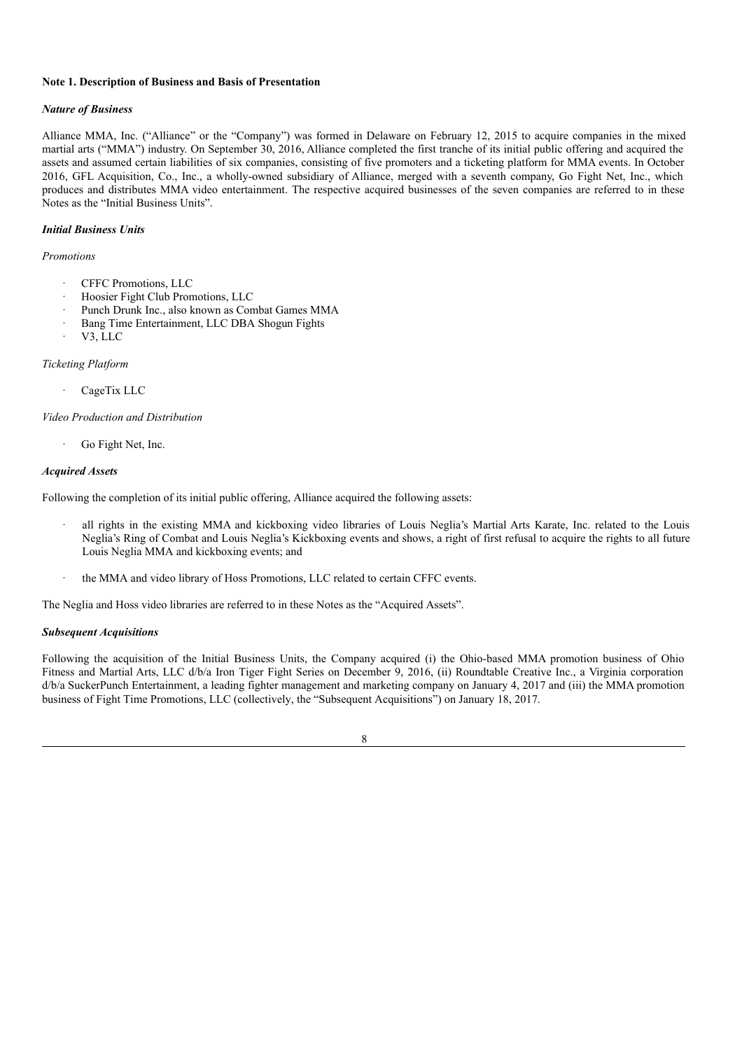**Note 1. Description of Business and Basis of Presentation**

***Nature of Business***

Alliance MMA, Inc. ("Alliance" or the "Company") was formed in Delaware on February 12, 2015 to acquire companies in the mixed martial arts ("MMA") industry. On September 30, 2016, Alliance completed the first tranche of its initial public offering and acquired the assets and assumed certain liabilities of six companies, consisting of five promoters and a ticketing platform for MMA events. In October 2016, GFL Acquisition, Co., Inc., a wholly-owned subsidiary of Alliance, merged with a seventh company, Go Fight Net, Inc., which produces and distributes MMA video entertainment. The respective acquired businesses of the seven companies are referred to in these Notes as the "Initial Business Units".

***Initial Business Units***

*Promotions*

- CFFC Promotions, LLC
- Hoosier Fight Club Promotions, LLC
- Punch Drunk Inc., also known as Combat Games MMA
- Bang Time Entertainment, LLC DBA Shogun Fights
- V3, LLC

*Ticketing Platform*

- CageTix LLC

*Video Production and Distribution*

- Go Fight Net, Inc.

***Acquired Assets***

Following the completion of its initial public offering, Alliance acquired the following assets:

- all rights in the existing MMA and kickboxing video libraries of Louis Neglia's Martial Arts Karate, Inc. related to the Louis Neglia's Ring of Combat and Louis Neglia's Kickboxing events and shows, a right of first refusal to acquire the rights to all future Louis Neglia MMA and kickboxing events; and

- the MMA and video library of Hoss Promotions, LLC related to certain CFFC events.

The Neglia and Hoss video libraries are referred to in these Notes as the "Acquired Assets".

***Subsequent Acquisitions***

Following the acquisition of the Initial Business Units, the Company acquired (i) the Ohio-based MMA promotion business of Ohio Fitness and Martial Arts, LLC d/b/a Iron Tiger Fight Series on December 9, 2016, (ii) Roundtable Creative Inc., a Virginia corporation d/b/a SuckerPunch Entertainment, a leading fighter management and marketing company on January 4, 2017 and (iii) the MMA promotion business of Fight Time Promotions, LLC (collectively, the "Subsequent Acquisitions") on January 18, 2017.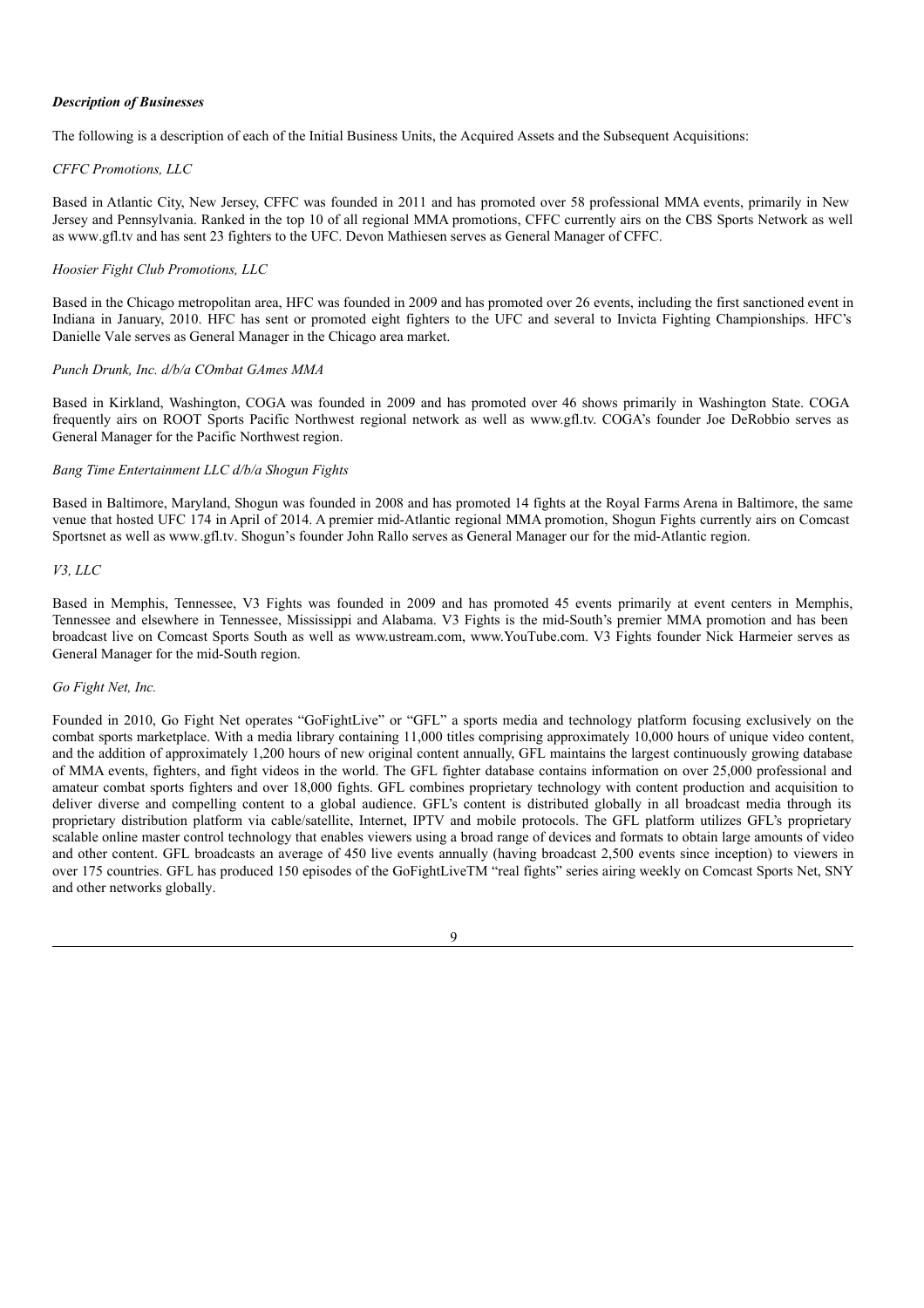***Description of Businesses***

The following is a description of each of the Initial Business Units, the Acquired Assets and the Subsequent Acquisitions:

*CFFC Promotions, LLC*

Based in Atlantic City, New Jersey, CFFC was founded in 2011 and has promoted over 58 professional MMA events, primarily in New Jersey and Pennsylvania. Ranked in the top 10 of all regional MMA promotions, CFFC currently airs on the CBS Sports Network as well as www.gfl.tv and has sent 23 fighters to the UFC. Devon Mathiesen serves as General Manager of CFFC.

*Hoosier Fight Club Promotions, LLC*

Based in the Chicago metropolitan area, HFC was founded in 2009 and has promoted over 26 events, including the first sanctioned event in Indiana in January, 2010. HFC has sent or promoted eight fighters to the UFC and several to Invicta Fighting Championships. HFC's Danielle Vale serves as General Manager in the Chicago area market.

*Punch Drunk, Inc. d/b/a COmbat GAmes MMA*

Based in Kirkland, Washington, COGA was founded in 2009 and has promoted over 46 shows primarily in Washington State. COGA frequently airs on ROOT Sports Pacific Northwest regional network as well as www.gfl.tv. COGA's founder Joe DeRobbio serves as General Manager for the Pacific Northwest region.

*Bang Time Entertainment LLC d/b/a Shogun Fights*

Based in Baltimore, Maryland, Shogun was founded in 2008 and has promoted 14 fights at the Royal Farms Arena in Baltimore, the same venue that hosted UFC 174 in April of 2014. A premier mid-Atlantic regional MMA promotion, Shogun Fights currently airs on Comcast Sportsnet as well as www.gfl.tv. Shogun's founder John Rallo serves as General Manager our for the mid-Atlantic region.

*V3, LLC*

Based in Memphis, Tennessee, V3 Fights was founded in 2009 and has promoted 45 events primarily at event centers in Memphis, Tennessee and elsewhere in Tennessee, Mississippi and Alabama. V3 Fights is the mid-South's premier MMA promotion and has been broadcast live on Comcast Sports South as well as www.ustream.com, www.YouTube.com. V3 Fights founder Nick Harmeier serves as General Manager for the mid-South region.

*Go Fight Net, Inc.*

Founded in 2010, Go Fight Net operates "GoFightLive" or "GFL" a sports media and technology platform focusing exclusively on the combat sports marketplace. With a media library containing 11,000 titles comprising approximately 10,000 hours of unique video content, and the addition of approximately 1,200 hours of new original content annually, GFL maintains the largest continuously growing database of MMA events, fighters, and fight videos in the world. The GFL fighter database contains information on over 25,000 professional and amateur combat sports fighters and over 18,000 fights. GFL combines proprietary technology with content production and acquisition to deliver diverse and compelling content to a global audience. GFL's content is distributed globally in all broadcast media through its proprietary distribution platform via cable/satellite, Internet, IPTV and mobile protocols. The GFL platform utilizes GFL's proprietary scalable online master control technology that enables viewers using a broad range of devices and formats to obtain large amounts of video and other content. GFL broadcasts an average of 450 live events annually (having broadcast 2,500 events since inception) to viewers in over 175 countries. GFL has produced 150 episodes of the GoFightLiveTM "real fights" series airing weekly on Comcast Sports Net, SNY and other networks globally.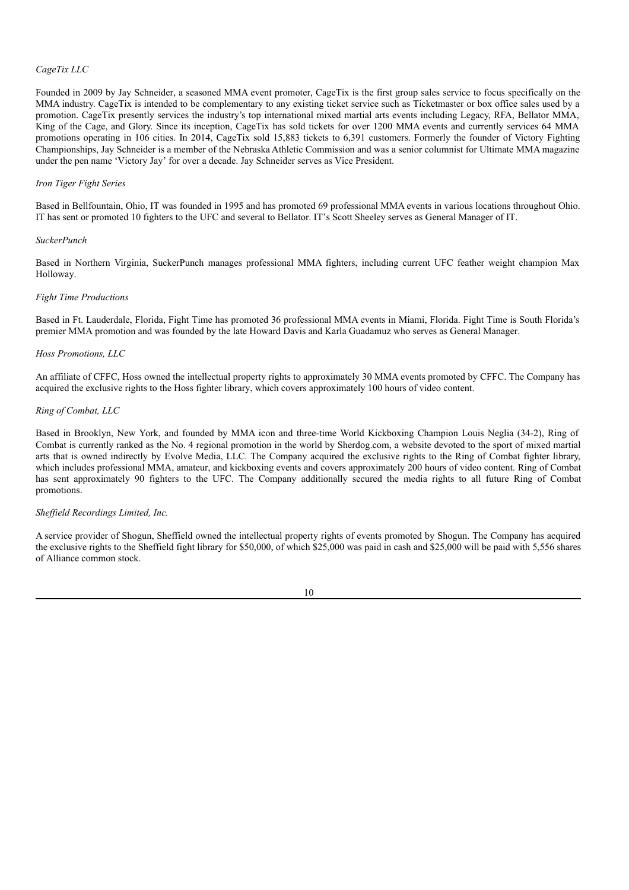*CageTix LLC*

Founded in 2009 by Jay Schneider, a seasoned MMA event promoter, CageTix is the first group sales service to focus specifically on the MMA industry. CageTix is intended to be complementary to any existing ticket service such as Ticketmaster or box office sales used by a promotion. CageTix presently services the industry's top international mixed martial arts events including Legacy, RFA, Bellator MMA, King of the Cage, and Glory. Since its inception, CageTix has sold tickets for over 1200 MMA events and currently services 64 MMA promotions operating in 106 cities. In 2014, CageTix sold 15,883 tickets to 6,391 customers. Formerly the founder of Victory Fighting Championships, Jay Schneider is a member of the Nebraska Athletic Commission and was a senior columnist for Ultimate MMA magazine under the pen name 'Victory Jay' for over a decade. Jay Schneider serves as Vice President.

*Iron Tiger Fight Series*

Based in Bellfountain, Ohio, IT was founded in 1995 and has promoted 69 professional MMA events in various locations throughout Ohio. IT has sent or promoted 10 fighters to the UFC and several to Bellator. IT's Scott Sheeley serves as General Manager of IT.

*SuckerPunch*

Based in Northern Virginia, SuckerPunch manages professional MMA fighters, including current UFC feather weight champion Max Holloway.

*Fight Time Productions*

Based in Ft. Lauderdale, Florida, Fight Time has promoted 36 professional MMA events in Miami, Florida. Fight Time is South Florida's premier MMA promotion and was founded by the late Howard Davis and Karla Guadamuz who serves as General Manager.

*Hoss Promotions, LLC*

An affiliate of CFFC, Hoss owned the intellectual property rights to approximately 30 MMA events promoted by CFFC. The Company has acquired the exclusive rights to the Hoss fighter library, which covers approximately 100 hours of video content.

*Ring of Combat, LLC*

Based in Brooklyn, New York, and founded by MMA icon and three-time World Kickboxing Champion Louis Neglia (34-2), Ring of Combat is currently ranked as the No. 4 regional promotion in the world by Sherdog.com, a website devoted to the sport of mixed martial arts that is owned indirectly by Evolve Media, LLC. The Company acquired the exclusive rights to the Ring of Combat fighter library, which includes professional MMA, amateur, and kickboxing events and covers approximately 200 hours of video content. Ring of Combat has sent approximately 90 fighters to the UFC. The Company additionally secured the media rights to all future Ring of Combat promotions.

*Sheffield Recordings Limited, Inc.*

A service provider of Shogun, Sheffield owned the intellectual property rights of events promoted by Shogun. The Company has acquired the exclusive rights to the Sheffield fight library for $50,000, of which $25,000 was paid in cash and $25,000 will be paid with 5,556 shares of Alliance common stock.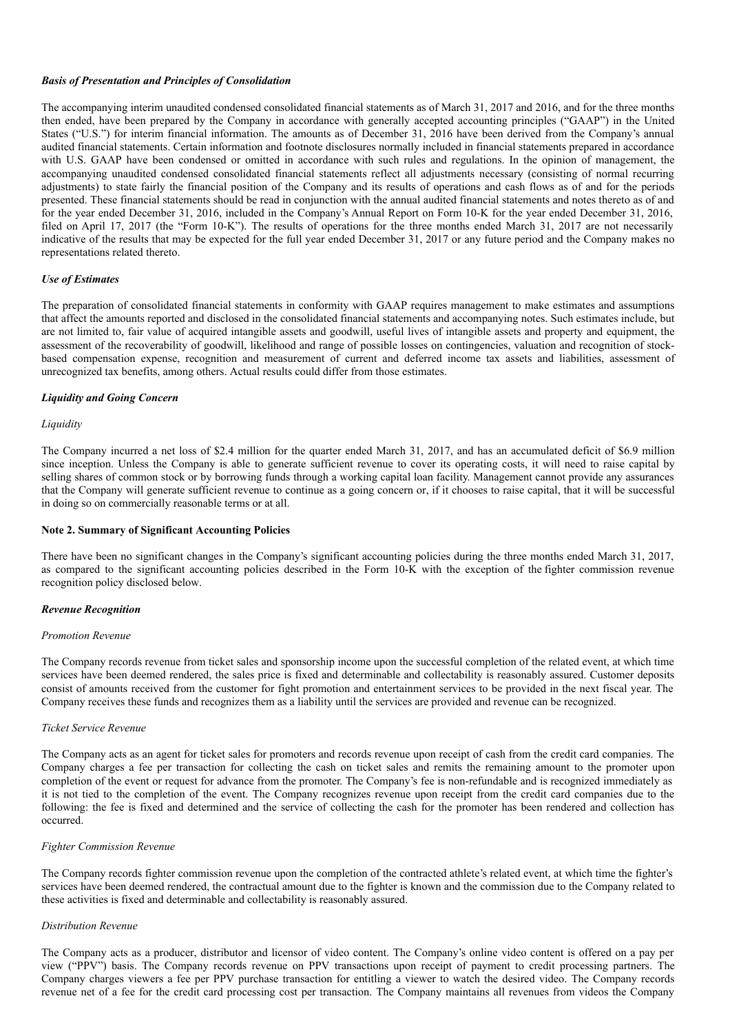***Basis of Presentation and Principles of Consolidation***

The accompanying interim unaudited condensed consolidated financial statements as of March 31, 2017 and 2016, and for the three months then ended, have been prepared by the Company in accordance with generally accepted accounting principles ("GAAP") in the United States ("U.S.") for interim financial information. The amounts as of December 31, 2016 have been derived from the Company's annual audited financial statements. Certain information and footnote disclosures normally included in financial statements prepared in accordance with U.S. GAAP have been condensed or omitted in accordance with such rules and regulations. In the opinion of management, the accompanying unaudited condensed consolidated financial statements reflect all adjustments necessary (consisting of normal recurring adjustments) to state fairly the financial position of the Company and its results of operations and cash flows as of and for the periods presented. These financial statements should be read in conjunction with the annual audited financial statements and notes thereto as of and for the year ended December 31, 2016, included in the Company's Annual Report on Form 10-K for the year ended December 31, 2016, filed on April 17, 2017 (the "Form 10-K"). The results of operations for the three months ended March 31, 2017 are not necessarily indicative of the results that may be expected for the full year ended December 31, 2017 or any future period and the Company makes no representations related thereto.

***Use of Estimates***

The preparation of consolidated financial statements in conformity with GAAP requires management to make estimates and assumptions that affect the amounts reported and disclosed in the consolidated financial statements and accompanying notes. Such estimates include, but are not limited to, fair value of acquired intangible assets and goodwill, useful lives of intangible assets and property and equipment, the assessment of the recoverability of goodwill, likelihood and range of possible losses on contingencies, valuation and recognition of stock-based compensation expense, recognition and measurement of current and deferred income tax assets and liabilities, assessment of unrecognized tax benefits, among others. Actual results could differ from those estimates.

***Liquidity and Going Concern***

*Liquidity*

The Company incurred a net loss of $2.4 million for the quarter ended March 31, 2017, and has an accumulated deficit of $6.9 million since inception. Unless the Company is able to generate sufficient revenue to cover its operating costs, it will need to raise capital by selling shares of common stock or by borrowing funds through a working capital loan facility. Management cannot provide any assurances that the Company will generate sufficient revenue to continue as a going concern or, if it chooses to raise capital, that it will be successful in doing so on commercially reasonable terms or at all.

**Note 2. Summary of Significant Accounting Policies**

There have been no significant changes in the Company's significant accounting policies during the three months ended March 31, 2017, as compared to the significant accounting policies described in the Form 10-K with the exception of the fighter commission revenue recognition policy disclosed below.

***Revenue Recognition***

*Promotion Revenue*

The Company records revenue from ticket sales and sponsorship income upon the successful completion of the related event, at which time services have been deemed rendered, the sales price is fixed and determinable and collectability is reasonably assured. Customer deposits consist of amounts received from the customer for fight promotion and entertainment services to be provided in the next fiscal year. The Company receives these funds and recognizes them as a liability until the services are provided and revenue can be recognized.

*Ticket Service Revenue*

The Company acts as an agent for ticket sales for promoters and records revenue upon receipt of cash from the credit card companies. The Company charges a fee per transaction for collecting the cash on ticket sales and remits the remaining amount to the promoter upon completion of the event or request for advance from the promoter. The Company's fee is non-refundable and is recognized immediately as it is not tied to the completion of the event. The Company recognizes revenue upon receipt from the credit card companies due to the following: the fee is fixed and determined and the service of collecting the cash for the promoter has been rendered and collection has occurred.

*Fighter Commission Revenue*

The Company records fighter commission revenue upon the completion of the contracted athlete's related event, at which time the fighter's services have been deemed rendered, the contractual amount due to the fighter is known and the commission due to the Company related to these activities is fixed and determinable and collectability is reasonably assured.

*Distribution Revenue*

The Company acts as a producer, distributor and licensor of video content. The Company's online video content is offered on a pay per view ("PPV") basis. The Company records revenue on PPV transactions upon receipt of payment to credit processing partners. The Company charges viewers a fee per PPV purchase transaction for entitling a viewer to watch the desired video. The Company records revenue net of a fee for the credit card processing cost per transaction. The Company maintains all revenues from videos the Company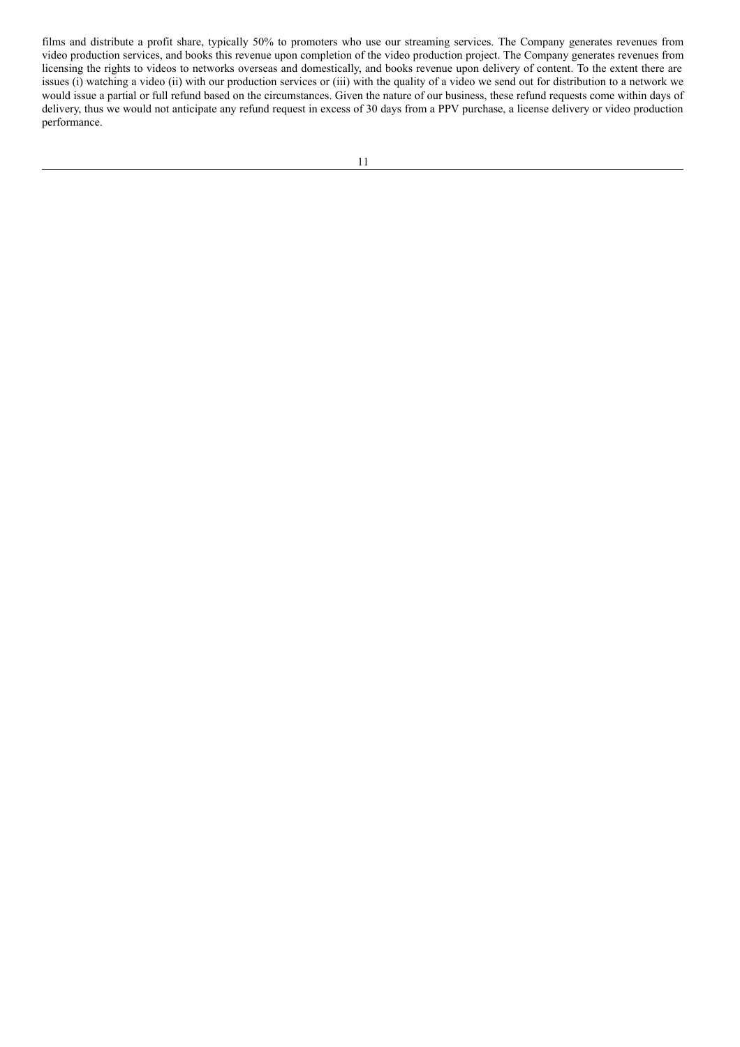films and distribute a profit share, typically 50% to promoters who use our streaming services. The Company generates revenues from video production services, and books this revenue upon completion of the video production project. The Company generates revenues from licensing the rights to videos to networks overseas and domestically, and books revenue upon delivery of content. To the extent there are issues (i) watching a video (ii) with our production services or (iii) with the quality of a video we send out for distribution to a network we would issue a partial or full refund based on the circumstances. Given the nature of our business, these refund requests come within days of delivery, thus we would not anticipate any refund request in excess of 30 days from a PPV purchase, a license delivery or video production performance.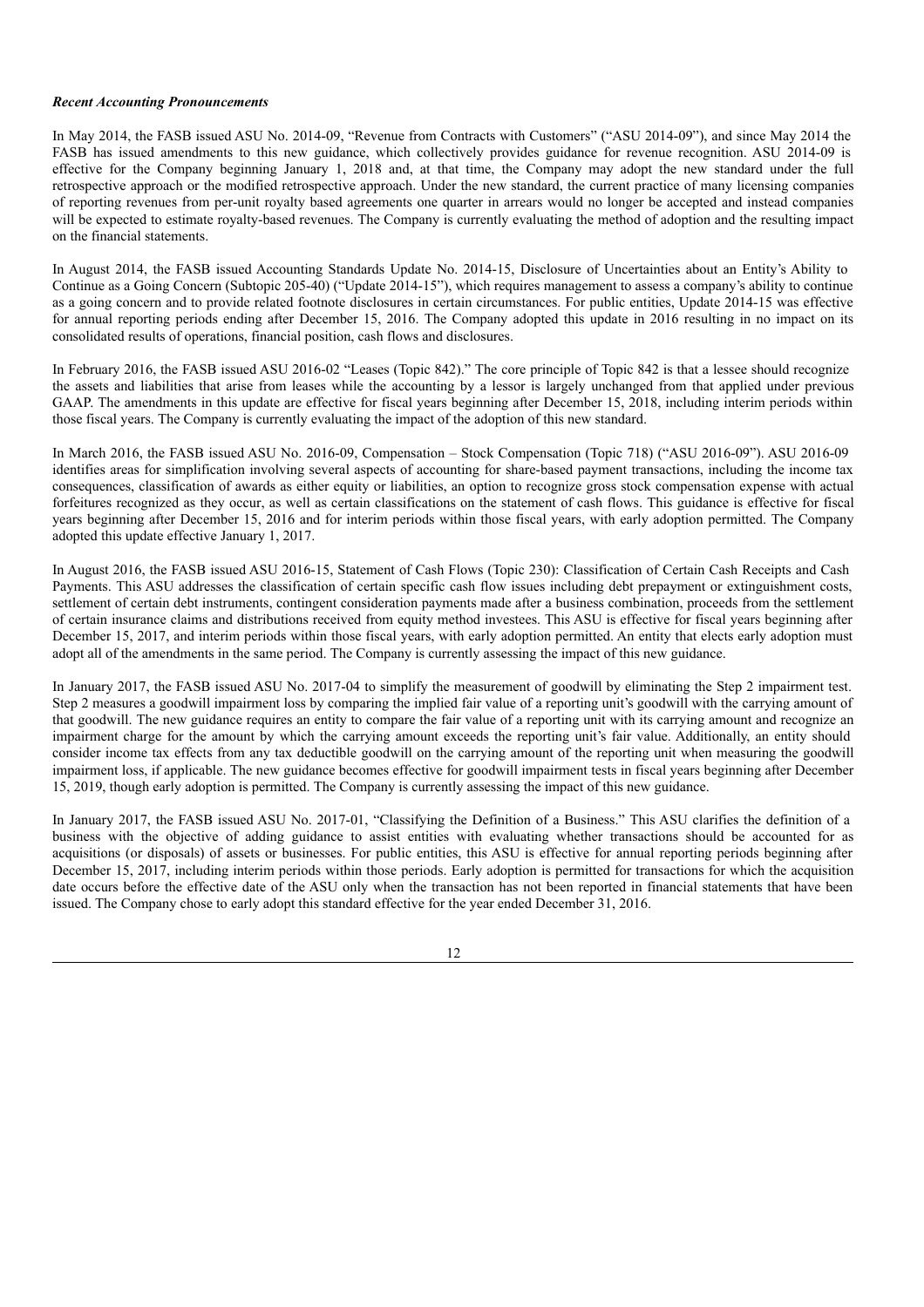***Recent Accounting Pronouncements***

In May 2014, the FASB issued ASU No. 2014-09, "Revenue from Contracts with Customers" ("ASU 2014-09"), and since May 2014 the FASB has issued amendments to this new guidance, which collectively provides guidance for revenue recognition. ASU 2014-09 is effective for the Company beginning January 1, 2018 and, at that time, the Company may adopt the new standard under the full retrospective approach or the modified retrospective approach. Under the new standard, the current practice of many licensing companies of reporting revenues from per-unit royalty based agreements one quarter in arrears would no longer be accepted and instead companies will be expected to estimate royalty-based revenues. The Company is currently evaluating the method of adoption and the resulting impact on the financial statements.

In August 2014, the FASB issued Accounting Standards Update No. 2014-15, Disclosure of Uncertainties about an Entity's Ability to Continue as a Going Concern (Subtopic 205-40) ("Update 2014-15"), which requires management to assess a company's ability to continue as a going concern and to provide related footnote disclosures in certain circumstances. For public entities, Update 2014-15 was effective for annual reporting periods ending after December 15, 2016. The Company adopted this update in 2016 resulting in no impact on its consolidated results of operations, financial position, cash flows and disclosures.

In February 2016, the FASB issued ASU 2016-02 "Leases (Topic 842)." The core principle of Topic 842 is that a lessee should recognize the assets and liabilities that arise from leases while the accounting by a lessor is largely unchanged from that applied under previous GAAP. The amendments in this update are effective for fiscal years beginning after December 15, 2018, including interim periods within those fiscal years. The Company is currently evaluating the impact of the adoption of this new standard.

In March 2016, the FASB issued ASU No. 2016-09, Compensation – Stock Compensation (Topic 718) ("ASU 2016-09"). ASU 2016-09 identifies areas for simplification involving several aspects of accounting for share-based payment transactions, including the income tax consequences, classification of awards as either equity or liabilities, an option to recognize gross stock compensation expense with actual forfeitures recognized as they occur, as well as certain classifications on the statement of cash flows. This guidance is effective for fiscal years beginning after December 15, 2016 and for interim periods within those fiscal years, with early adoption permitted. The Company adopted this update effective January 1, 2017.

In August 2016, the FASB issued ASU 2016-15, Statement of Cash Flows (Topic 230): Classification of Certain Cash Receipts and Cash Payments. This ASU addresses the classification of certain specific cash flow issues including debt prepayment or extinguishment costs, settlement of certain debt instruments, contingent consideration payments made after a business combination, proceeds from the settlement of certain insurance claims and distributions received from equity method investees. This ASU is effective for fiscal years beginning after December 15, 2017, and interim periods within those fiscal years, with early adoption permitted. An entity that elects early adoption must adopt all of the amendments in the same period. The Company is currently assessing the impact of this new guidance.

In January 2017, the FASB issued ASU No. 2017-04 to simplify the measurement of goodwill by eliminating the Step 2 impairment test. Step 2 measures a goodwill impairment loss by comparing the implied fair value of a reporting unit's goodwill with the carrying amount of that goodwill. The new guidance requires an entity to compare the fair value of a reporting unit with its carrying amount and recognize an impairment charge for the amount by which the carrying amount exceeds the reporting unit's fair value. Additionally, an entity should consider income tax effects from any tax deductible goodwill on the carrying amount of the reporting unit when measuring the goodwill impairment loss, if applicable. The new guidance becomes effective for goodwill impairment tests in fiscal years beginning after December 15, 2019, though early adoption is permitted. The Company is currently assessing the impact of this new guidance.

In January 2017, the FASB issued ASU No. 2017-01, "Classifying the Definition of a Business." This ASU clarifies the definition of a business with the objective of adding guidance to assist entities with evaluating whether transactions should be accounted for as acquisitions (or disposals) of assets or businesses. For public entities, this ASU is effective for annual reporting periods beginning after December 15, 2017, including interim periods within those periods. Early adoption is permitted for transactions for which the acquisition date occurs before the effective date of the ASU only when the transaction has not been reported in financial statements that have been issued. The Company chose to early adopt this standard effective for the year ended December 31, 2016.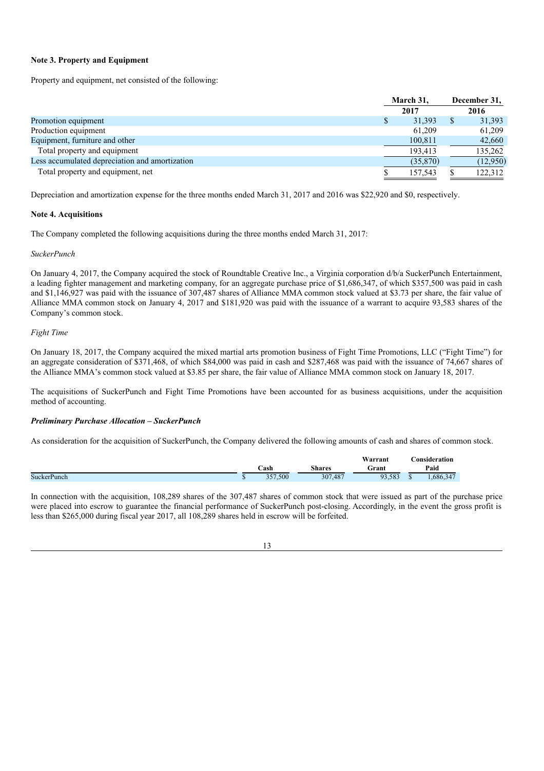**Note 3. Property and Equipment**

Property and equipment, net consisted of the following:

| | March 31, 2017 | December 31, 2016 |
|---|---|---|
| Promotion equipment | $ 31,393 | $ 31,393 |
| Production equipment | 61,209 | 61,209 |
| Equipment, furniture and other | 100,811 | 42,660 |
| Total property and equipment | 193,413 | 135,262 |
| Less accumulated depreciation and amortization | (35,870) | (12,950) |
| Total property and equipment, net | $ 157,543 | $ 122,312 |

Depreciation and amortization expense for the three months ended March 31, 2017 and 2016 was $22,920 and $0, respectively.

**Note 4. Acquisitions**

The Company completed the following acquisitions during the three months ended March 31, 2017:

*SuckerPunch*

On January 4, 2017, the Company acquired the stock of Roundtable Creative Inc., a Virginia corporation d/b/a SuckerPunch Entertainment, a leading fighter management and marketing company, for an aggregate purchase price of $1,686,347, of which $357,500 was paid in cash and $1,146,927 was paid with the issuance of 307,487 shares of Alliance MMA common stock valued at $3.73 per share, the fair value of Alliance MMA common stock on January 4, 2017 and $181,920 was paid with the issuance of a warrant to acquire 93,583 shares of the Company's common stock.

*Fight Time*

On January 18, 2017, the Company acquired the mixed martial arts promotion business of Fight Time Promotions, LLC ("Fight Time") for an aggregate consideration of $371,468, of which $84,000 was paid in cash and $287,468 was paid with the issuance of 74,667 shares of the Alliance MMA's common stock valued at $3.85 per share, the fair value of Alliance MMA common stock on January 18, 2017.

The acquisitions of SuckerPunch and Fight Time Promotions have been accounted for as business acquisitions, under the acquisition method of accounting.

***Preliminary Purchase Allocation – SuckerPunch***

As consideration for the acquisition of SuckerPunch, the Company delivered the following amounts of cash and shares of common stock.

| | Cash | Shares | Warrant Grant | Consideration Paid |
|---|---|---|---|---|
| SuckerPunch | $ 357,500 | 307,487 | 93,583 | $ 1,686,347 |

In connection with the acquisition, 108,289 shares of the 307,487 shares of common stock that were issued as part of the purchase price were placed into escrow to guarantee the financial performance of SuckerPunch post-closing. Accordingly, in the event the gross profit is less than $265,000 during fiscal year 2017, all 108,289 shares held in escrow will be forfeited.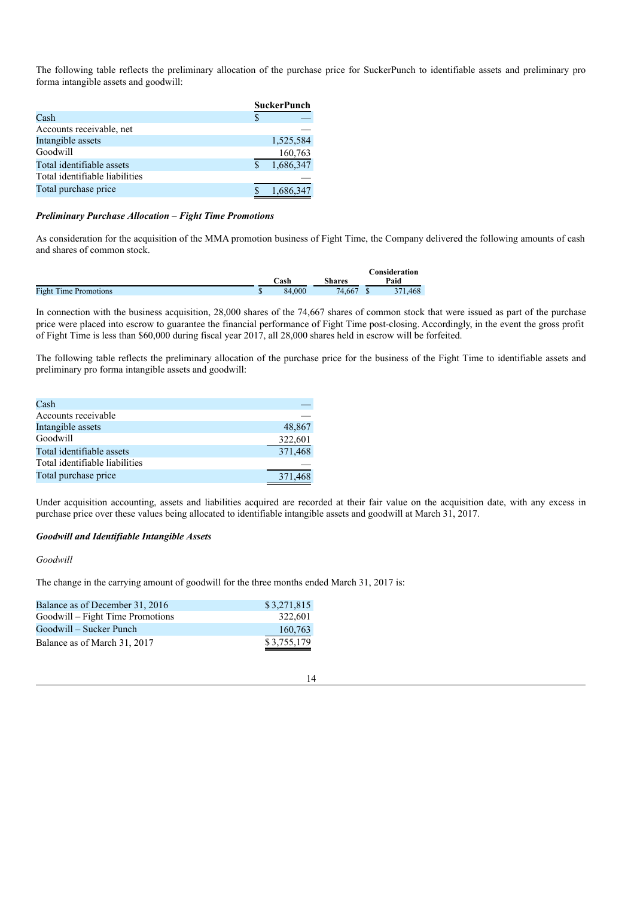The following table reflects the preliminary allocation of the purchase price for SuckerPunch to identifiable assets and preliminary pro forma intangible assets and goodwill:

| | SuckerPunch |
|---|---|
| Cash | $ — |
| Accounts receivable, net | — |
| Intangible assets | 1,525,584 |
| Goodwill | 160,763 |
| Total identifiable assets | $ 1,686,347 |
| Total identifiable liabilities | — |
| Total purchase price | $ 1,686,347 |

***Preliminary Purchase Allocation – Fight Time Promotions***

As consideration for the acquisition of the MMA promotion business of Fight Time, the Company delivered the following amounts of cash and shares of common stock.

| | Cash | Shares | Consideration Paid |
|---|---|---|---|
| Fight Time Promotions | $ 84,000 | 74,667 | $ 371,468 |

In connection with the business acquisition, 28,000 shares of the 74,667 shares of common stock that were issued as part of the purchase price were placed into escrow to guarantee the financial performance of Fight Time post-closing. Accordingly, in the event the gross profit of Fight Time is less than $60,000 during fiscal year 2017, all 28,000 shares held in escrow will be forfeited.

The following table reflects the preliminary allocation of the purchase price for the business of the Fight Time to identifiable assets and preliminary pro forma intangible assets and goodwill:

| | |
|---|---|
| Cash | — |
| Accounts receivable | — |
| Intangible assets | 48,867 |
| Goodwill | 322,601 |
| Total identifiable assets | 371,468 |
| Total identifiable liabilities | — |
| Total purchase price | 371,468 |

Under acquisition accounting, assets and liabilities acquired are recorded at their fair value on the acquisition date, with any excess in purchase price over these values being allocated to identifiable intangible assets and goodwill at March 31, 2017.

***Goodwill and Identifiable Intangible Assets***

*Goodwill*

The change in the carrying amount of goodwill for the three months ended March 31, 2017 is:

| | |
|---|---|
| Balance as of December 31, 2016 | $ 3,271,815 |
| Goodwill – Fight Time Promotions | 322,601 |
| Goodwill – Sucker Punch | 160,763 |
| Balance as of March 31, 2017 | $ 3,755,179 |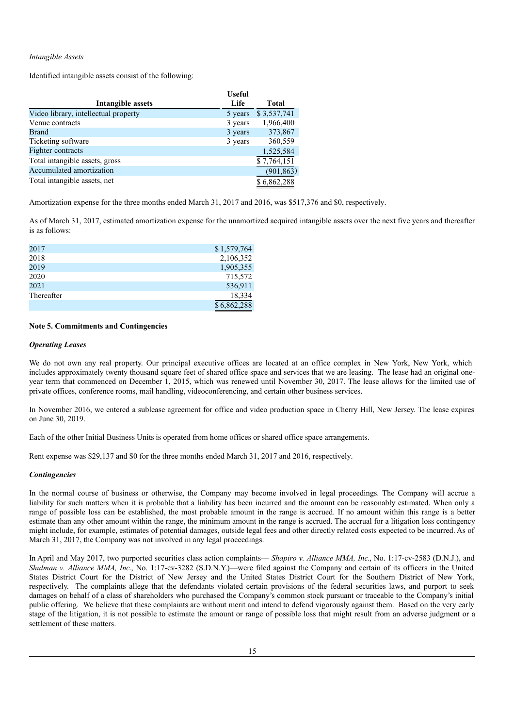*Intangible Assets*

Identified intangible assets consist of the following:

| Intangible assets | Useful Life | Total |
|---|---|---|
| Video library, intellectual property | 5 years | $ 3,537,741 |
| Venue contracts | 3 years | 1,966,400 |
| Brand | 3 years | 373,867 |
| Ticketing software | 3 years | 360,559 |
| Fighter contracts | | 1,525,584 |
| Total intangible assets, gross | | $ 7,764,151 |
| Accumulated amortization | | (901,863) |
| Total intangible assets, net | | $ 6,862,288 |

Amortization expense for the three months ended March 31, 2017 and 2016, was $517,376 and $0, respectively.

As of March 31, 2017, estimated amortization expense for the unamortized acquired intangible assets over the next five years and thereafter is as follows:

| | |
|---|---|
| 2017 | $ 1,579,764 |
| 2018 | 2,106,352 |
| 2019 | 1,905,355 |
| 2020 | 715,572 |
| 2021 | 536,911 |
| Thereafter | 18,334 |
| | $ 6,862,288 |

**Note 5. Commitments and Contingencies**

***Operating Leases***

We do not own any real property. Our principal executive offices are located at an office complex in New York, New York, which includes approximately twenty thousand square feet of shared office space and services that we are leasing. The lease had an original one-year term that commenced on December 1, 2015, which was renewed until November 30, 2017. The lease allows for the limited use of private offices, conference rooms, mail handling, videoconferencing, and certain other business services.

In November 2016, we entered a sublease agreement for office and video production space in Cherry Hill, New Jersey. The lease expires on June 30, 2019.

Each of the other Initial Business Units is operated from home offices or shared office space arrangements.

Rent expense was $29,137 and $0 for the three months ended March 31, 2017 and 2016, respectively.

***Contingencies***

In the normal course of business or otherwise, the Company may become involved in legal proceedings. The Company will accrue a liability for such matters when it is probable that a liability has been incurred and the amount can be reasonably estimated. When only a range of possible loss can be established, the most probable amount in the range is accrued. If no amount within this range is a better estimate than any other amount within the range, the minimum amount in the range is accrued. The accrual for a litigation loss contingency might include, for example, estimates of potential damages, outside legal fees and other directly related costs expected to be incurred. As of March 31, 2017, the Company was not involved in any legal proceedings.

In April and May 2017, two purported securities class action complaints— *Shapiro v. Alliance MMA, Inc*., No. 1:17-cv-2583 (D.N.J.), and *Shulman v. Alliance MMA, Inc*., No. 1:17-cv-3282 (S.D.N.Y.)—were filed against the Company and certain of its officers in the United States District Court for the District of New Jersey and the United States District Court for the Southern District of New York, respectively. The complaints allege that the defendants violated certain provisions of the federal securities laws, and purport to seek damages on behalf of a class of shareholders who purchased the Company's common stock pursuant or traceable to the Company's initial public offering. We believe that these complaints are without merit and intend to defend vigorously against them. Based on the very early stage of the litigation, it is not possible to estimate the amount or range of possible loss that might result from an adverse judgment or a settlement of these matters.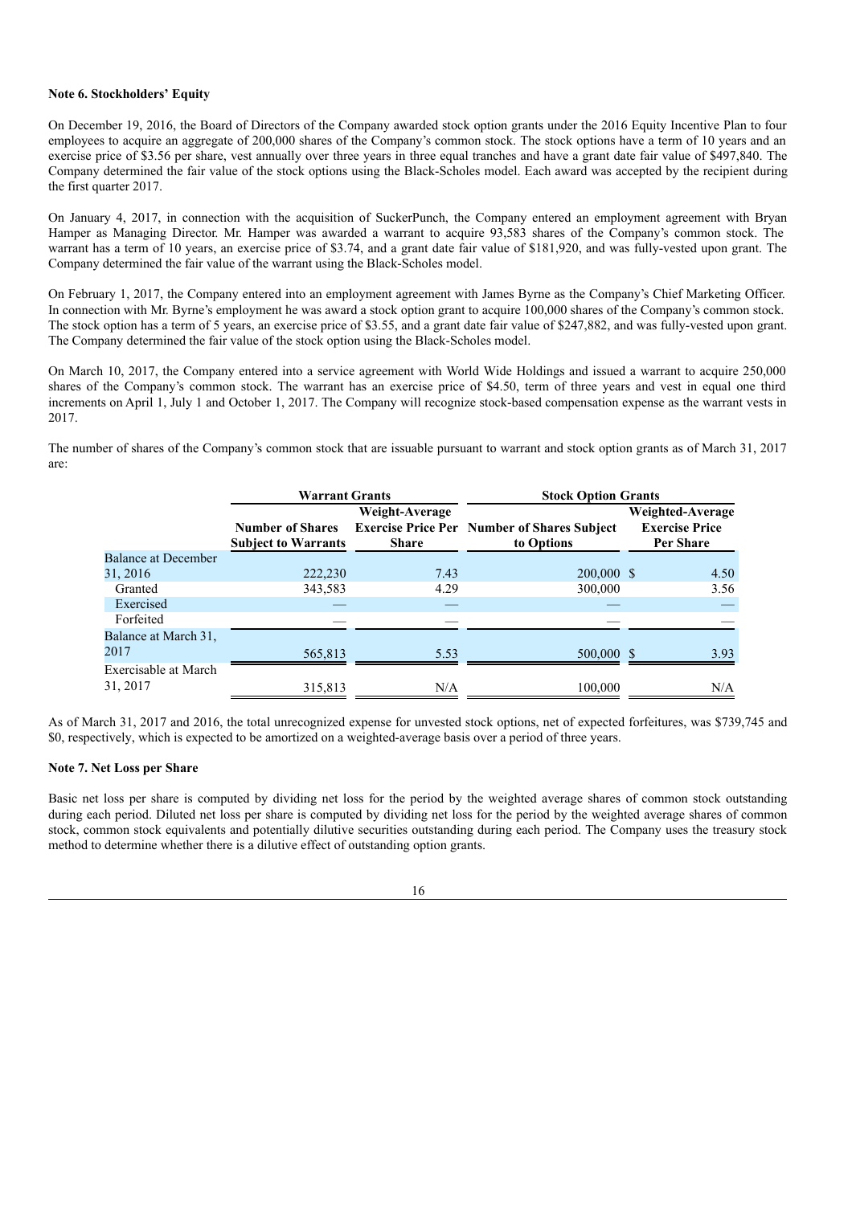### Note 6. Stockholders' Equity

On December 19, 2016, the Board of Directors of the Company awarded stock option grants under the 2016 Equity Incentive Plan to four employees to acquire an aggregate of 200,000 shares of the Company's common stock. The stock options have a term of 10 years and an exercise price of $3.56 per share, vest annually over three years in three equal tranches and have a grant date fair value of $497,840. The Company determined the fair value of the stock options using the Black-Scholes model. Each award was accepted by the recipient during the first quarter 2017.

On January 4, 2017, in connection with the acquisition of SuckerPunch, the Company entered an employment agreement with Bryan Hamper as Managing Director. Mr. Hamper was awarded a warrant to acquire 93,583 shares of the Company's common stock. The warrant has a term of 10 years, an exercise price of $3.74, and a grant date fair value of $181,920, and was fully-vested upon grant. The Company determined the fair value of the warrant using the Black-Scholes model.

On February 1, 2017, the Company entered into an employment agreement with James Byrne as the Company's Chief Marketing Officer. In connection with Mr. Byrne's employment he was award a stock option grant to acquire 100,000 shares of the Company's common stock. The stock option has a term of 5 years, an exercise price of $3.55, and a grant date fair value of $247,882, and was fully-vested upon grant. The Company determined the fair value of the stock option using the Black-Scholes model.

On March 10, 2017, the Company entered into a service agreement with World Wide Holdings and issued a warrant to acquire 250,000 shares of the Company's common stock. The warrant has an exercise price of $4.50, term of three years and vest in equal one third increments on April 1, July 1 and October 1, 2017. The Company will recognize stock-based compensation expense as the warrant vests in 2017.

The number of shares of the Company's common stock that are issuable pursuant to warrant and stock option grants as of March 31, 2017 are:

| | Warrant Grants | | Stock Option Grants | |
|---|---|---|---|---|
| | Number of Shares Subject to Warrants | Weight-Average Exercise Price Per Share | Number of Shares Subject to Options | Weighted-Average Exercise Price Per Share |
| Balance at December 31, 2016 | 222,230 | 7.43 | 200,000 | $ 4.50 |
| Granted | 343,583 | 4.29 | 300,000 | 3.56 |
| Exercised | — | — | — | — |
| Forfeited | — | — | — | — |
| Balance at March 31, 2017 | 565,813 | 5.53 | 500,000 | $ 3.93 |
| Exercisable at March 31, 2017 | 315,813 | N/A | 100,000 | N/A |

As of March 31, 2017 and 2016, the total unrecognized expense for unvested stock options, net of expected forfeitures, was $739,745 and $0, respectively, which is expected to be amortized on a weighted-average basis over a period of three years.

### Note 7. Net Loss per Share

Basic net loss per share is computed by dividing net loss for the period by the weighted average shares of common stock outstanding during each period. Diluted net loss per share is computed by dividing net loss for the period by the weighted average shares of common stock, common stock equivalents and potentially dilutive securities outstanding during each period. The Company uses the treasury stock method to determine whether there is a dilutive effect of outstanding option grants.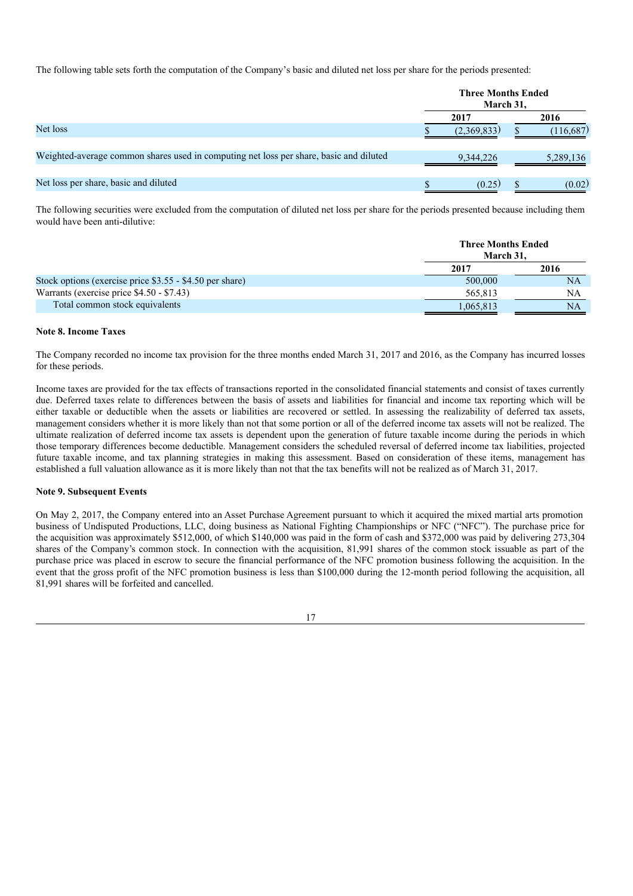The following table sets forth the computation of the Company's basic and diluted net loss per share for the periods presented:

| | Three Months Ended March 31, | |
|---|---|---|
| | 2017 | 2016 |
| Net loss | $ (2,369,833) | $ (116,687) |
| Weighted-average common shares used in computing net loss per share, basic and diluted | 9,344,226 | 5,289,136 |
| Net loss per share, basic and diluted | $ (0.25) | $ (0.02) |

The following securities were excluded from the computation of diluted net loss per share for the periods presented because including them would have been anti-dilutive:

| | Three Months Ended March 31, | |
|---|---|---|
| | 2017 | 2016 |
| Stock options (exercise price $3.55 - $4.50 per share) | 500,000 | NA |
| Warrants (exercise price $4.50 - $7.43) | 565,813 | NA |
| Total common stock equivalents | 1,065,813 | NA |

**Note 8. Income Taxes**

The Company recorded no income tax provision for the three months ended March 31, 2017 and 2016, as the Company has incurred losses for these periods.

Income taxes are provided for the tax effects of transactions reported in the consolidated financial statements and consist of taxes currently due. Deferred taxes relate to differences between the basis of assets and liabilities for financial and income tax reporting which will be either taxable or deductible when the assets or liabilities are recovered or settled. In assessing the realizability of deferred tax assets, management considers whether it is more likely than not that some portion or all of the deferred income tax assets will not be realized. The ultimate realization of deferred income tax assets is dependent upon the generation of future taxable income during the periods in which those temporary differences become deductible. Management considers the scheduled reversal of deferred income tax liabilities, projected future taxable income, and tax planning strategies in making this assessment. Based on consideration of these items, management has established a full valuation allowance as it is more likely than not that the tax benefits will not be realized as of March 31, 2017.

**Note 9. Subsequent Events**

On May 2, 2017, the Company entered into an Asset Purchase Agreement pursuant to which it acquired the mixed martial arts promotion business of Undisputed Productions, LLC, doing business as National Fighting Championships or NFC ("NFC"). The purchase price for the acquisition was approximately $512,000, of which $140,000 was paid in the form of cash and $372,000 was paid by delivering 273,304 shares of the Company's common stock. In connection with the acquisition, 81,991 shares of the common stock issuable as part of the purchase price was placed in escrow to secure the financial performance of the NFC promotion business following the acquisition. In the event that the gross profit of the NFC promotion business is less than $100,000 during the 12-month period following the acquisition, all 81,991 shares will be forfeited and cancelled.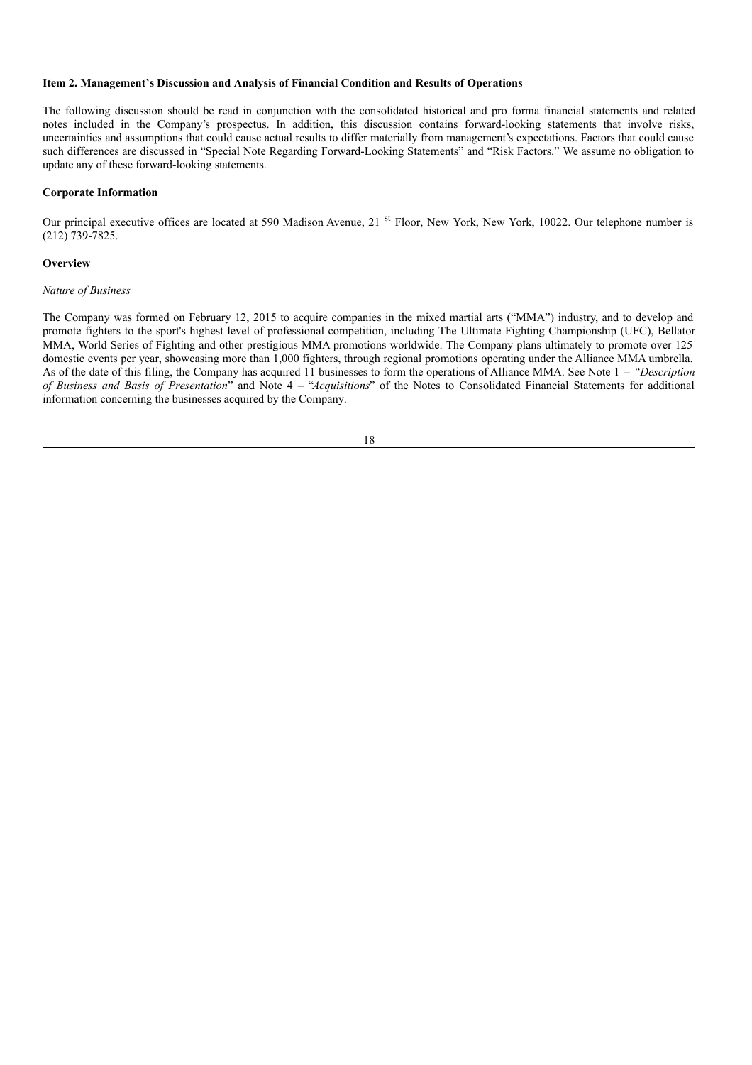**Item 2. Management's Discussion and Analysis of Financial Condition and Results of Operations**

The following discussion should be read in conjunction with the consolidated historical and pro forma financial statements and related notes included in the Company's prospectus. In addition, this discussion contains forward-looking statements that involve risks, uncertainties and assumptions that could cause actual results to differ materially from management's expectations. Factors that could cause such differences are discussed in "Special Note Regarding Forward-Looking Statements" and "Risk Factors." We assume no obligation to update any of these forward-looking statements.

**Corporate Information**

Our principal executive offices are located at 590 Madison Avenue, 21st Floor, New York, New York, 10022. Our telephone number is (212) 739-7825.

**Overview**

*Nature of Business*

The Company was formed on February 12, 2015 to acquire companies in the mixed martial arts ("MMA") industry, and to develop and promote fighters to the sport's highest level of professional competition, including The Ultimate Fighting Championship (UFC), Bellator MMA, World Series of Fighting and other prestigious MMA promotions worldwide. The Company plans ultimately to promote over 125 domestic events per year, showcasing more than 1,000 fighters, through regional promotions operating under the Alliance MMA umbrella. As of the date of this filing, the Company has acquired 11 businesses to form the operations of Alliance MMA. See Note 1 – *"Description of Business and Basis of Presentation"* and Note 4 – "*Acquisitions*" of the Notes to Consolidated Financial Statements for additional information concerning the businesses acquired by the Company.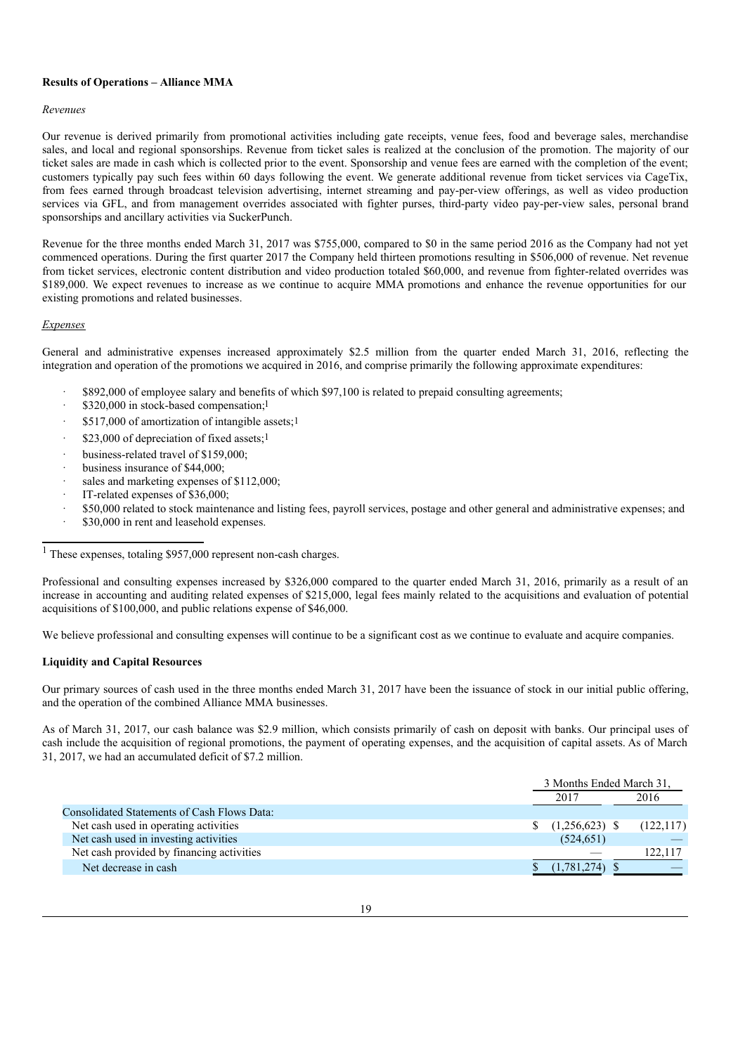**Results of Operations – Alliance MMA**

*Revenues*

Our revenue is derived primarily from promotional activities including gate receipts, venue fees, food and beverage sales, merchandise sales, and local and regional sponsorships. Revenue from ticket sales is realized at the conclusion of the promotion. The majority of our ticket sales are made in cash which is collected prior to the event. Sponsorship and venue fees are earned with the completion of the event; customers typically pay such fees within 60 days following the event. We generate additional revenue from ticket services via CageTix, from fees earned through broadcast television advertising, internet streaming and pay-per-view offerings, as well as video production services via GFL, and from management overrides associated with fighter purses, third-party video pay-per-view sales, personal brand sponsorships and ancillary activities via SuckerPunch.

Revenue for the three months ended March 31, 2017 was $755,000, compared to $0 in the same period 2016 as the Company had not yet commenced operations. During the first quarter 2017 the Company held thirteen promotions resulting in $506,000 of revenue. Net revenue from ticket services, electronic content distribution and video production totaled $60,000, and revenue from fighter-related overrides was $189,000. We expect revenues to increase as we continue to acquire MMA promotions and enhance the revenue opportunities for our existing promotions and related businesses.

*Expenses*

General and administrative expenses increased approximately $2.5 million from the quarter ended March 31, 2016, reflecting the integration and operation of the promotions we acquired in 2016, and comprise primarily the following approximate expenditures:

- $892,000 of employee salary and benefits of which $97,100 is related to prepaid consulting agreements;
- $320,000 in stock-based compensation;[1]
- $517,000 of amortization of intangible assets;[1]
- $23,000 of depreciation of fixed assets;[1]
- business-related travel of $159,000;
- business insurance of $44,000;
- sales and marketing expenses of $112,000;
- IT-related expenses of $36,000;
- $50,000 related to stock maintenance and listing fees, payroll services, postage and other general and administrative expenses; and
- $30,000 in rent and leasehold expenses.

[1] These expenses, totaling $957,000 represent non-cash charges.

Professional and consulting expenses increased by $326,000 compared to the quarter ended March 31, 2016, primarily as a result of an increase in accounting and auditing related expenses of $215,000, legal fees mainly related to the acquisitions and evaluation of potential acquisitions of $100,000, and public relations expense of $46,000.

We believe professional and consulting expenses will continue to be a significant cost as we continue to evaluate and acquire companies.

**Liquidity and Capital Resources**

Our primary sources of cash used in the three months ended March 31, 2017 have been the issuance of stock in our initial public offering, and the operation of the combined Alliance MMA businesses.

As of March 31, 2017, our cash balance was $2.9 million, which consists primarily of cash on deposit with banks. Our principal uses of cash include the acquisition of regional promotions, the payment of operating expenses, and the acquisition of capital assets. As of March 31, 2017, we had an accumulated deficit of $7.2 million.

| | 3 Months Ended March 31, | |
|---|---|---|
| | 2017 | 2016 |
| Consolidated Statements of Cash Flows Data: | | |
| Net cash used in operating activities | $ (1,256,623) | $ (122,117) |
| Net cash used in investing activities | (524,651) | — |
| Net cash provided by financing activities | — | 122,117 |
| Net decrease in cash | $ (1,781,274) | $ — |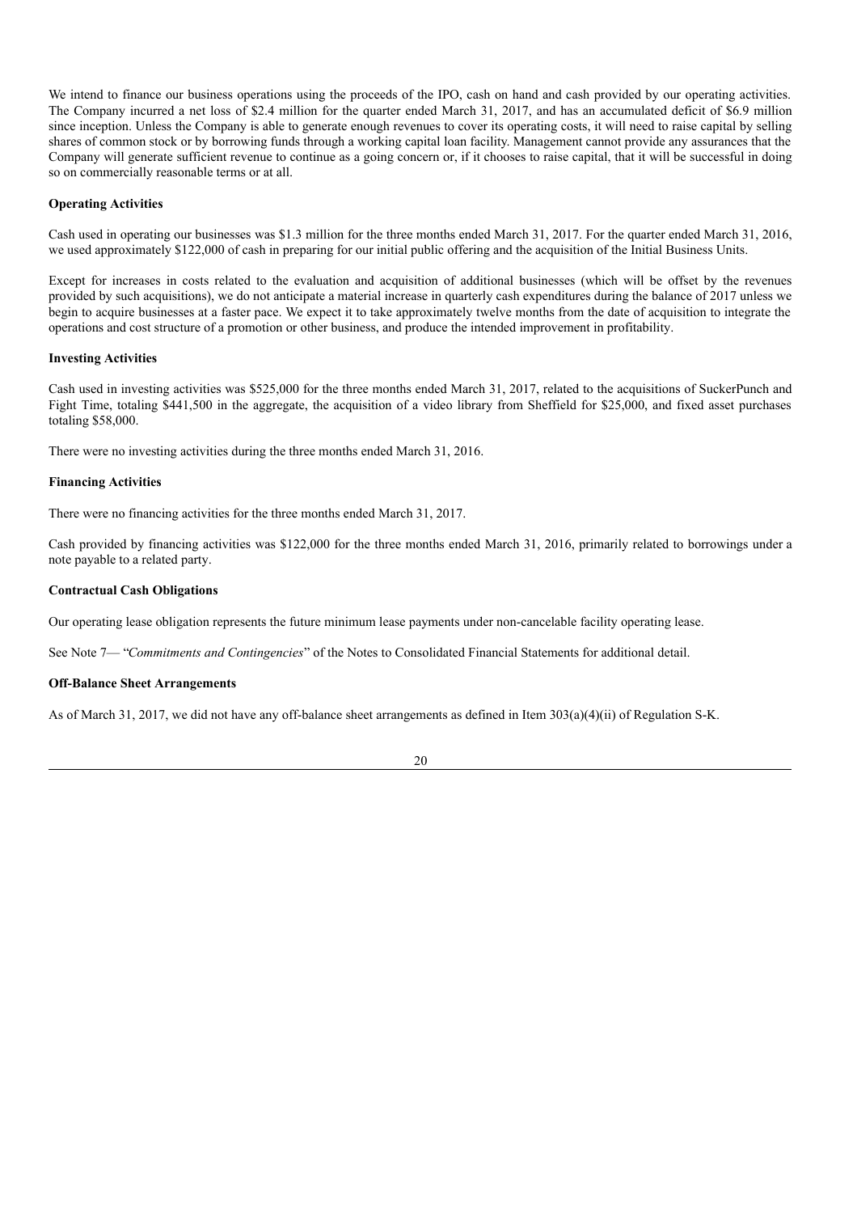We intend to finance our business operations using the proceeds of the IPO, cash on hand and cash provided by our operating activities. The Company incurred a net loss of $2.4 million for the quarter ended March 31, 2017, and has an accumulated deficit of $6.9 million since inception. Unless the Company is able to generate enough revenues to cover its operating costs, it will need to raise capital by selling shares of common stock or by borrowing funds through a working capital loan facility. Management cannot provide any assurances that the Company will generate sufficient revenue to continue as a going concern or, if it chooses to raise capital, that it will be successful in doing so on commercially reasonable terms or at all.

**Operating Activities**

Cash used in operating our businesses was $1.3 million for the three months ended March 31, 2017. For the quarter ended March 31, 2016, we used approximately $122,000 of cash in preparing for our initial public offering and the acquisition of the Initial Business Units.

Except for increases in costs related to the evaluation and acquisition of additional businesses (which will be offset by the revenues provided by such acquisitions), we do not anticipate a material increase in quarterly cash expenditures during the balance of 2017 unless we begin to acquire businesses at a faster pace. We expect it to take approximately twelve months from the date of acquisition to integrate the operations and cost structure of a promotion or other business, and produce the intended improvement in profitability.

**Investing Activities**

Cash used in investing activities was $525,000 for the three months ended March 31, 2017, related to the acquisitions of SuckerPunch and Fight Time, totaling $441,500 in the aggregate, the acquisition of a video library from Sheffield for $25,000, and fixed asset purchases totaling $58,000.

There were no investing activities during the three months ended March 31, 2016.

**Financing Activities**

There were no financing activities for the three months ended March 31, 2017.

Cash provided by financing activities was $122,000 for the three months ended March 31, 2016, primarily related to borrowings under a note payable to a related party.

**Contractual Cash Obligations**

Our operating lease obligation represents the future minimum lease payments under non-cancelable facility operating lease.

See Note 7— "*Commitments and Contingencies*" of the Notes to Consolidated Financial Statements for additional detail.

**Off-Balance Sheet Arrangements**

As of March 31, 2017, we did not have any off-balance sheet arrangements as defined in Item 303(a)(4)(ii) of Regulation S-K.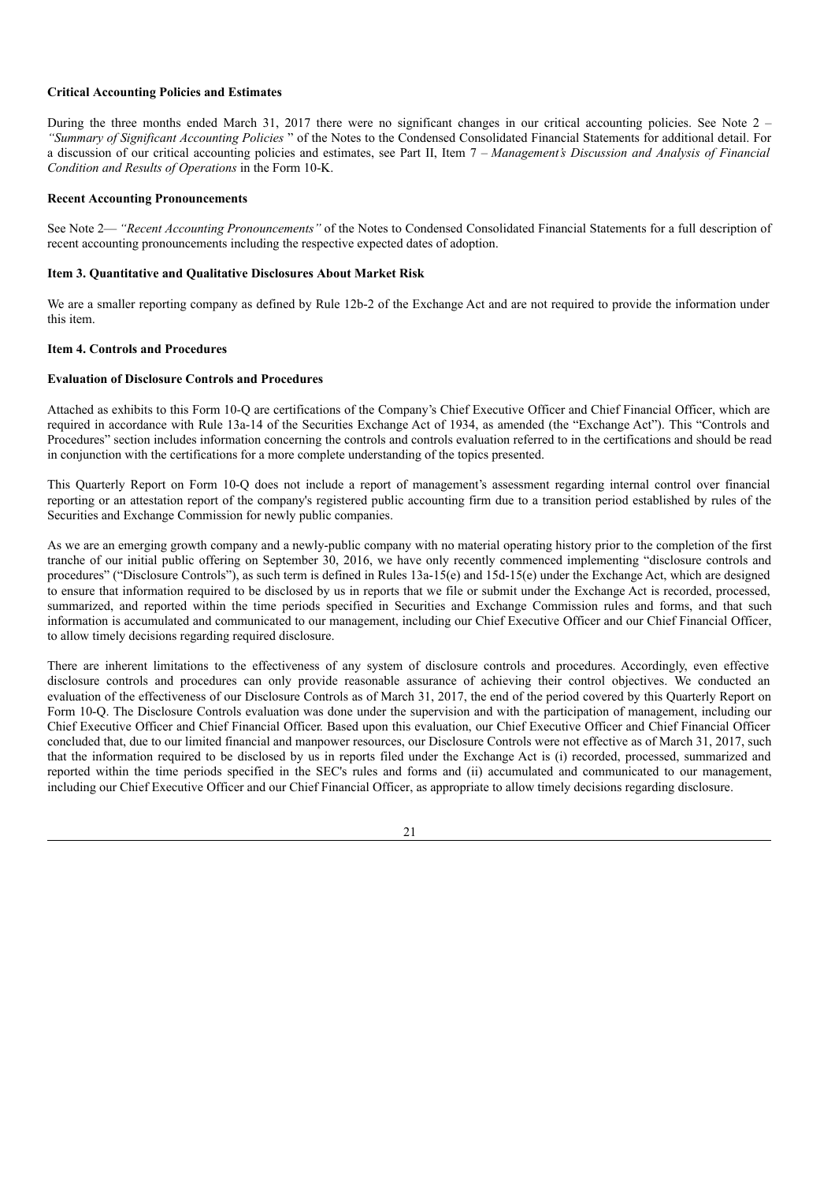**Critical Accounting Policies and Estimates**

During the three months ended March 31, 2017 there were no significant changes in our critical accounting policies. See Note 2 – *"Summary of Significant Accounting Policies* " of the Notes to the Condensed Consolidated Financial Statements for additional detail. For a discussion of our critical accounting policies and estimates, see Part II, Item 7 – *Management's Discussion and Analysis of Financial Condition and Results of Operations* in the Form 10-K.

**Recent Accounting Pronouncements**

See Note 2— *"Recent Accounting Pronouncements"* of the Notes to Condensed Consolidated Financial Statements for a full description of recent accounting pronouncements including the respective expected dates of adoption.

**Item 3. Quantitative and Qualitative Disclosures About Market Risk**

We are a smaller reporting company as defined by Rule 12b-2 of the Exchange Act and are not required to provide the information under this item.

**Item 4. Controls and Procedures**

**Evaluation of Disclosure Controls and Procedures**

Attached as exhibits to this Form 10-Q are certifications of the Company's Chief Executive Officer and Chief Financial Officer, which are required in accordance with Rule 13a-14 of the Securities Exchange Act of 1934, as amended (the "Exchange Act"). This "Controls and Procedures" section includes information concerning the controls and controls evaluation referred to in the certifications and should be read in conjunction with the certifications for a more complete understanding of the topics presented.

This Quarterly Report on Form 10-Q does not include a report of management's assessment regarding internal control over financial reporting or an attestation report of the company's registered public accounting firm due to a transition period established by rules of the Securities and Exchange Commission for newly public companies.

As we are an emerging growth company and a newly-public company with no material operating history prior to the completion of the first tranche of our initial public offering on September 30, 2016, we have only recently commenced implementing "disclosure controls and procedures" ("Disclosure Controls"), as such term is defined in Rules 13a-15(e) and 15d-15(e) under the Exchange Act, which are designed to ensure that information required to be disclosed by us in reports that we file or submit under the Exchange Act is recorded, processed, summarized, and reported within the time periods specified in Securities and Exchange Commission rules and forms, and that such information is accumulated and communicated to our management, including our Chief Executive Officer and our Chief Financial Officer, to allow timely decisions regarding required disclosure.

There are inherent limitations to the effectiveness of any system of disclosure controls and procedures. Accordingly, even effective disclosure controls and procedures can only provide reasonable assurance of achieving their control objectives. We conducted an evaluation of the effectiveness of our Disclosure Controls as of March 31, 2017, the end of the period covered by this Quarterly Report on Form 10-Q. The Disclosure Controls evaluation was done under the supervision and with the participation of management, including our Chief Executive Officer and Chief Financial Officer. Based upon this evaluation, our Chief Executive Officer and Chief Financial Officer concluded that, due to our limited financial and manpower resources, our Disclosure Controls were not effective as of March 31, 2017, such that the information required to be disclosed by us in reports filed under the Exchange Act is (i) recorded, processed, summarized and reported within the time periods specified in the SEC's rules and forms and (ii) accumulated and communicated to our management, including our Chief Executive Officer and our Chief Financial Officer, as appropriate to allow timely decisions regarding disclosure.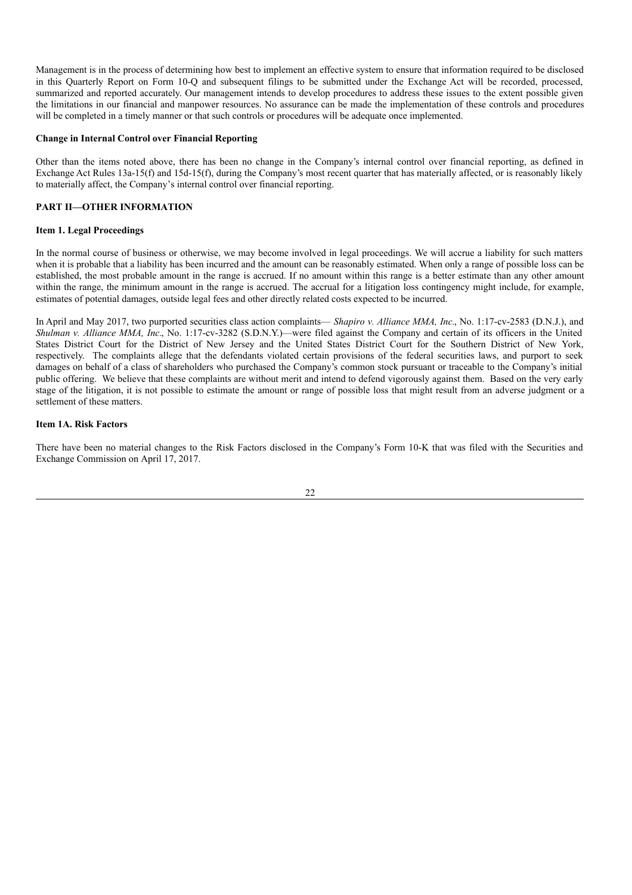Management is in the process of determining how best to implement an effective system to ensure that information required to be disclosed in this Quarterly Report on Form 10-Q and subsequent filings to be submitted under the Exchange Act will be recorded, processed, summarized and reported accurately. Our management intends to develop procedures to address these issues to the extent possible given the limitations in our financial and manpower resources. No assurance can be made the implementation of these controls and procedures will be completed in a timely manner or that such controls or procedures will be adequate once implemented.

**Change in Internal Control over Financial Reporting**

Other than the items noted above, there has been no change in the Company's internal control over financial reporting, as defined in Exchange Act Rules 13a-15(f) and 15d-15(f), during the Company's most recent quarter that has materially affected, or is reasonably likely to materially affect, the Company's internal control over financial reporting.

## PART II—OTHER INFORMATION

### Item 1. Legal Proceedings

In the normal course of business or otherwise, we may become involved in legal proceedings. We will accrue a liability for such matters when it is probable that a liability has been incurred and the amount can be reasonably estimated. When only a range of possible loss can be established, the most probable amount in the range is accrued. If no amount within this range is a better estimate than any other amount within the range, the minimum amount in the range is accrued. The accrual for a litigation loss contingency might include, for example, estimates of potential damages, outside legal fees and other directly related costs expected to be incurred.

In April and May 2017, two purported securities class action complaints— *Shapiro v. Alliance MMA, Inc*., No. 1:17-cv-2583 (D.N.J.), and *Shulman v. Alliance MMA, Inc*., No. 1:17-cv-3282 (S.D.N.Y.)—were filed against the Company and certain of its officers in the United States District Court for the District of New Jersey and the United States District Court for the Southern District of New York, respectively. The complaints allege that the defendants violated certain provisions of the federal securities laws, and purport to seek damages on behalf of a class of shareholders who purchased the Company's common stock pursuant or traceable to the Company's initial public offering. We believe that these complaints are without merit and intend to defend vigorously against them. Based on the very early stage of the litigation, it is not possible to estimate the amount or range of possible loss that might result from an adverse judgment or a settlement of these matters.

### Item 1A. Risk Factors

There have been no material changes to the Risk Factors disclosed in the Company's Form 10-K that was filed with the Securities and Exchange Commission on April 17, 2017.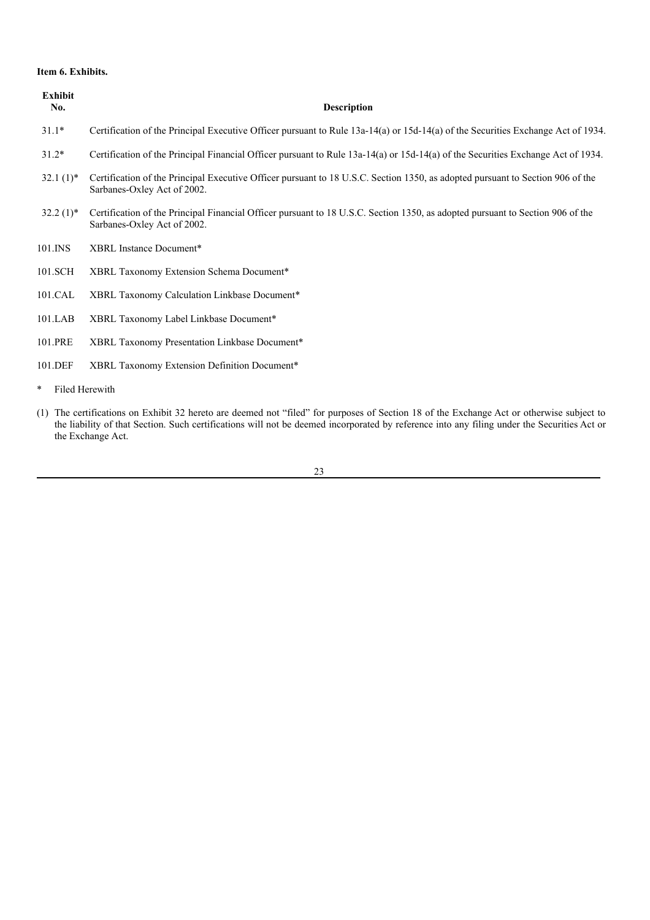**Item 6. Exhibits.**

| Exhibit No. | Description |
|---|---|
| 31.1* | Certification of the Principal Executive Officer pursuant to Rule 13a-14(a) or 15d-14(a) of the Securities Exchange Act of 1934. |
| 31.2* | Certification of the Principal Financial Officer pursuant to Rule 13a-14(a) or 15d-14(a) of the Securities Exchange Act of 1934. |
| 32.1 (1)* | Certification of the Principal Executive Officer pursuant to 18 U.S.C. Section 1350, as adopted pursuant to Section 906 of the Sarbanes-Oxley Act of 2002. |
| 32.2 (1)* | Certification of the Principal Financial Officer pursuant to 18 U.S.C. Section 1350, as adopted pursuant to Section 906 of the Sarbanes-Oxley Act of 2002. |
| 101.INS | XBRL Instance Document* |
| 101.SCH | XBRL Taxonomy Extension Schema Document* |
| 101.CAL | XBRL Taxonomy Calculation Linkbase Document* |
| 101.LAB | XBRL Taxonomy Label Linkbase Document* |
| 101.PRE | XBRL Taxonomy Presentation Linkbase Document* |
| 101.DEF | XBRL Taxonomy Extension Definition Document* |

\* Filed Herewith

(1) The certifications on Exhibit 32 hereto are deemed not "filed" for purposes of Section 18 of the Exchange Act or otherwise subject to the liability of that Section. Such certifications will not be deemed incorporated by reference into any filing under the Securities Act or the Exchange Act.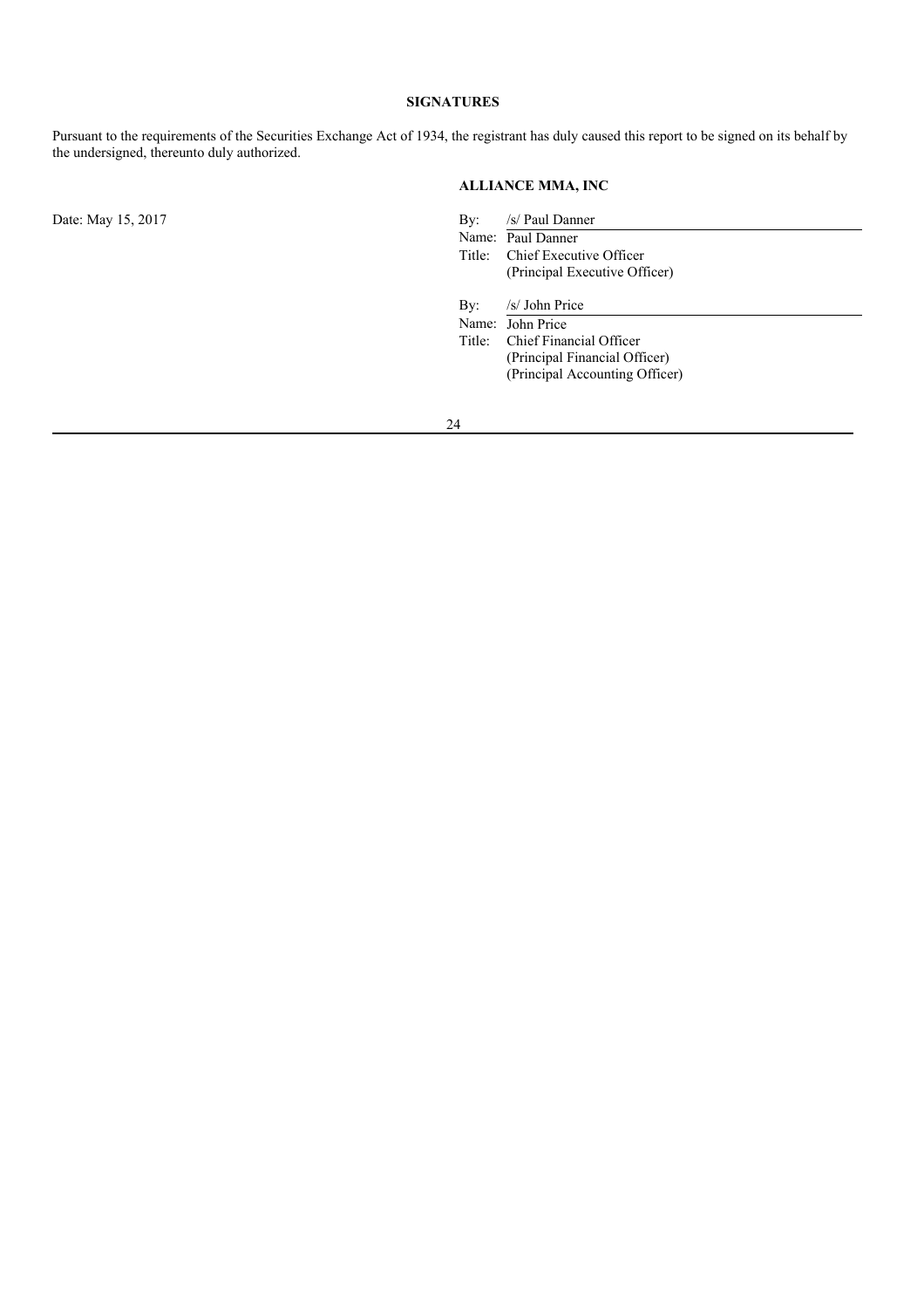## SIGNATURES

Pursuant to the requirements of the Securities Exchange Act of 1934, the registrant has duly caused this report to be signed on its behalf by the undersigned, thereunto duly authorized.

**ALLIANCE MMA, INC**

Date: May 15, 2017

By: /s/ Paul Danner
Name: Paul Danner
Title: Chief Executive Officer
(Principal Executive Officer)

By: /s/ John Price
Name: John Price
Title: Chief Financial Officer
(Principal Financial Officer)
(Principal Accounting Officer)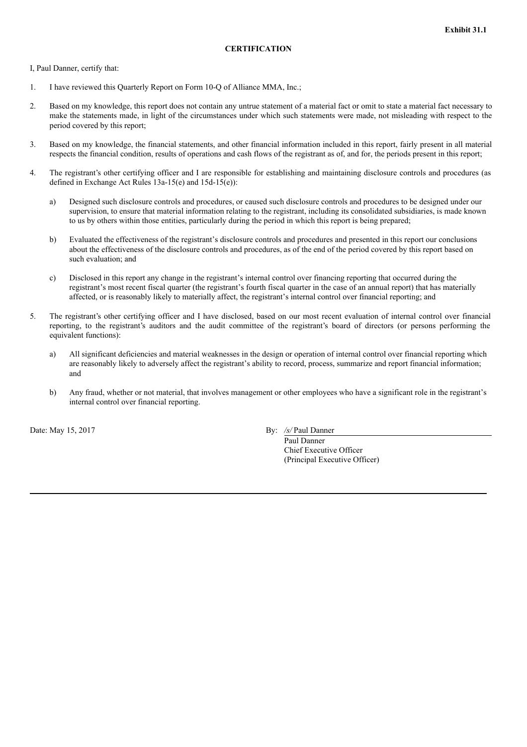**Exhibit 31.1**

**CERTIFICATION**

I, Paul Danner, certify that:

1. I have reviewed this Quarterly Report on Form 10-Q of Alliance MMA, Inc.;

2. Based on my knowledge, this report does not contain any untrue statement of a material fact or omit to state a material fact necessary to make the statements made, in light of the circumstances under which such statements were made, not misleading with respect to the period covered by this report;

3. Based on my knowledge, the financial statements, and other financial information included in this report, fairly present in all material respects the financial condition, results of operations and cash flows of the registrant as of, and for, the periods present in this report;

4. The registrant's other certifying officer and I are responsible for establishing and maintaining disclosure controls and procedures (as defined in Exchange Act Rules 13a-15(e) and 15d-15(e)):

   a) Designed such disclosure controls and procedures, or caused such disclosure controls and procedures to be designed under our supervision, to ensure that material information relating to the registrant, including its consolidated subsidiaries, is made known to us by others within those entities, particularly during the period in which this report is being prepared;

   b) Evaluated the effectiveness of the registrant's disclosure controls and procedures and presented in this report our conclusions about the effectiveness of the disclosure controls and procedures, as of the end of the period covered by this report based on such evaluation; and

   c) Disclosed in this report any change in the registrant's internal control over financing reporting that occurred during the registrant's most recent fiscal quarter (the registrant's fourth fiscal quarter in the case of an annual report) that has materially affected, or is reasonably likely to materially affect, the registrant's internal control over financial reporting; and

5. The registrant's other certifying officer and I have disclosed, based on our most recent evaluation of internal control over financial reporting, to the registrant's auditors and the audit committee of the registrant's board of directors (or persons performing the equivalent functions):

   a) All significant deficiencies and material weaknesses in the design or operation of internal control over financial reporting which are reasonably likely to adversely affect the registrant's ability to record, process, summarize and report financial information; and

   b) Any fraud, whether or not material, that involves management or other employees who have a significant role in the registrant's internal control over financial reporting.

Date: May 15, 2017

By: */s/* Paul Danner
Paul Danner
Chief Executive Officer
(Principal Executive Officer)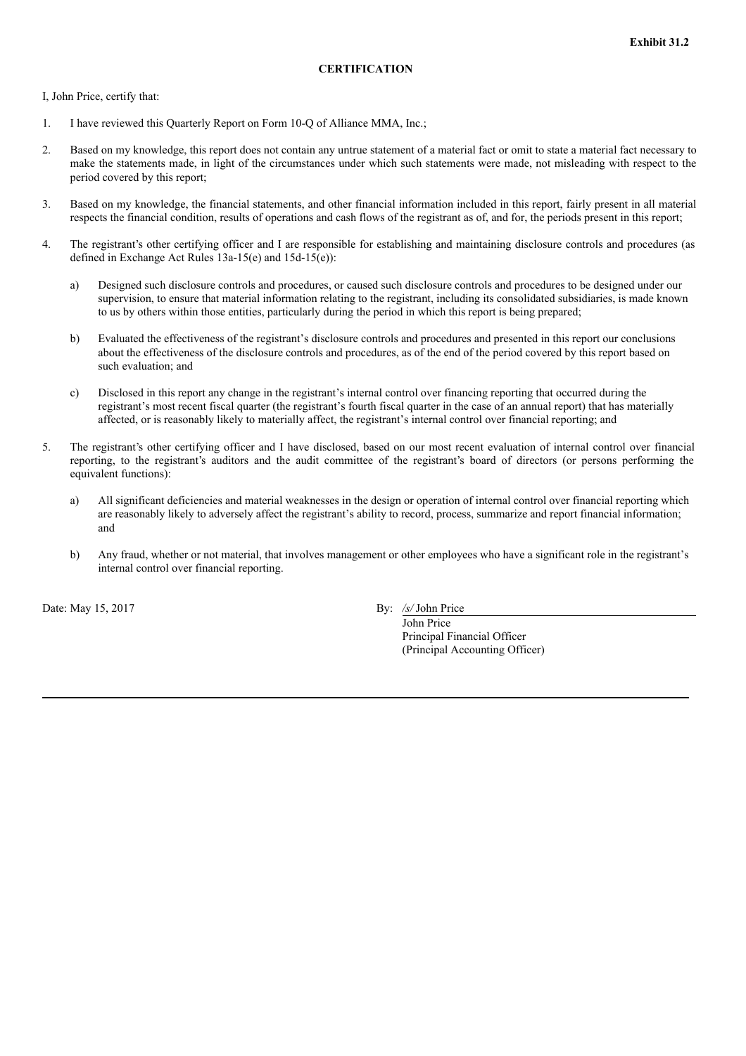**Exhibit 31.2**

**CERTIFICATION**

I, John Price, certify that:

1. I have reviewed this Quarterly Report on Form 10-Q of Alliance MMA, Inc.;

2. Based on my knowledge, this report does not contain any untrue statement of a material fact or omit to state a material fact necessary to make the statements made, in light of the circumstances under which such statements were made, not misleading with respect to the period covered by this report;

3. Based on my knowledge, the financial statements, and other financial information included in this report, fairly present in all material respects the financial condition, results of operations and cash flows of the registrant as of, and for, the periods present in this report;

4. The registrant's other certifying officer and I are responsible for establishing and maintaining disclosure controls and procedures (as defined in Exchange Act Rules 13a-15(e) and 15d-15(e)):

   a) Designed such disclosure controls and procedures, or caused such disclosure controls and procedures to be designed under our supervision, to ensure that material information relating to the registrant, including its consolidated subsidiaries, is made known to us by others within those entities, particularly during the period in which this report is being prepared;

   b) Evaluated the effectiveness of the registrant's disclosure controls and procedures and presented in this report our conclusions about the effectiveness of the disclosure controls and procedures, as of the end of the period covered by this report based on such evaluation; and

   c) Disclosed in this report any change in the registrant's internal control over financing reporting that occurred during the registrant's most recent fiscal quarter (the registrant's fourth fiscal quarter in the case of an annual report) that has materially affected, or is reasonably likely to materially affect, the registrant's internal control over financial reporting; and

5. The registrant's other certifying officer and I have disclosed, based on our most recent evaluation of internal control over financial reporting, to the registrant's auditors and the audit committee of the registrant's board of directors (or persons performing the equivalent functions):

   a) All significant deficiencies and material weaknesses in the design or operation of internal control over financial reporting which are reasonably likely to adversely affect the registrant's ability to record, process, summarize and report financial information; and

   b) Any fraud, whether or not material, that involves management or other employees who have a significant role in the registrant's internal control over financial reporting.

Date: May 15, 2017

By: */s/* John Price
John Price
Principal Financial Officer
(Principal Accounting Officer)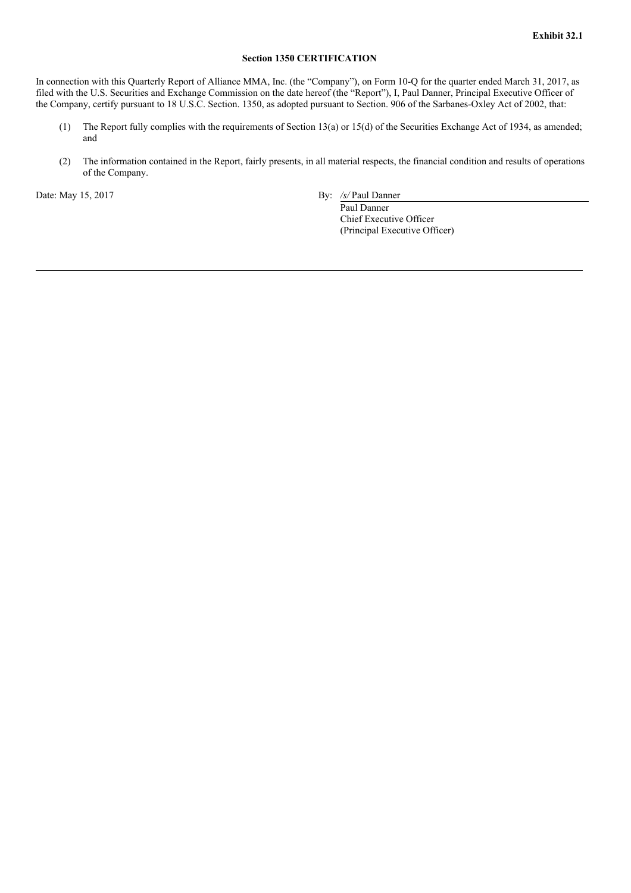**Exhibit 32.1**

**Section 1350 CERTIFICATION**

In connection with this Quarterly Report of Alliance MMA, Inc. (the "Company"), on Form 10-Q for the quarter ended March 31, 2017, as filed with the U.S. Securities and Exchange Commission on the date hereof (the "Report"), I, Paul Danner, Principal Executive Officer of the Company, certify pursuant to 18 U.S.C. Section. 1350, as adopted pursuant to Section. 906 of the Sarbanes-Oxley Act of 2002, that:

(1) The Report fully complies with the requirements of Section 13(a) or 15(d) of the Securities Exchange Act of 1934, as amended; and

(2) The information contained in the Report, fairly presents, in all material respects, the financial condition and results of operations of the Company.

Date: May 15, 2017

By: */s/* Paul Danner
Paul Danner
Chief Executive Officer
(Principal Executive Officer)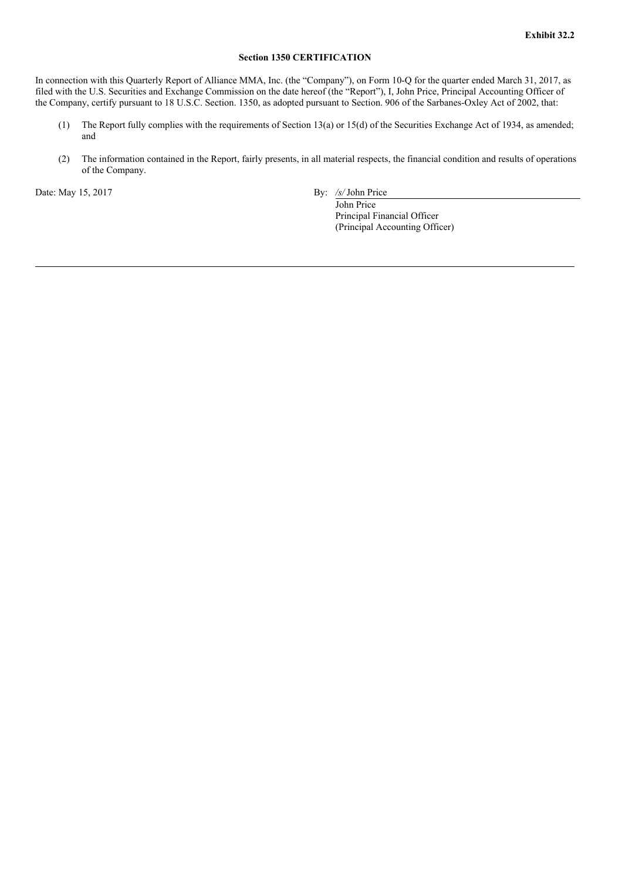**Exhibit 32.2**

**Section 1350 CERTIFICATION**

In connection with this Quarterly Report of Alliance MMA, Inc. (the "Company"), on Form 10-Q for the quarter ended March 31, 2017, as filed with the U.S. Securities and Exchange Commission on the date hereof (the "Report"), I, John Price, Principal Accounting Officer of the Company, certify pursuant to 18 U.S.C. Section. 1350, as adopted pursuant to Section. 906 of the Sarbanes-Oxley Act of 2002, that:

(1) The Report fully complies with the requirements of Section 13(a) or 15(d) of the Securities Exchange Act of 1934, as amended; and

(2) The information contained in the Report, fairly presents, in all material respects, the financial condition and results of operations of the Company.

Date: May 15, 2017

By: */s/* John Price
John Price
Principal Financial Officer
(Principal Accounting Officer)